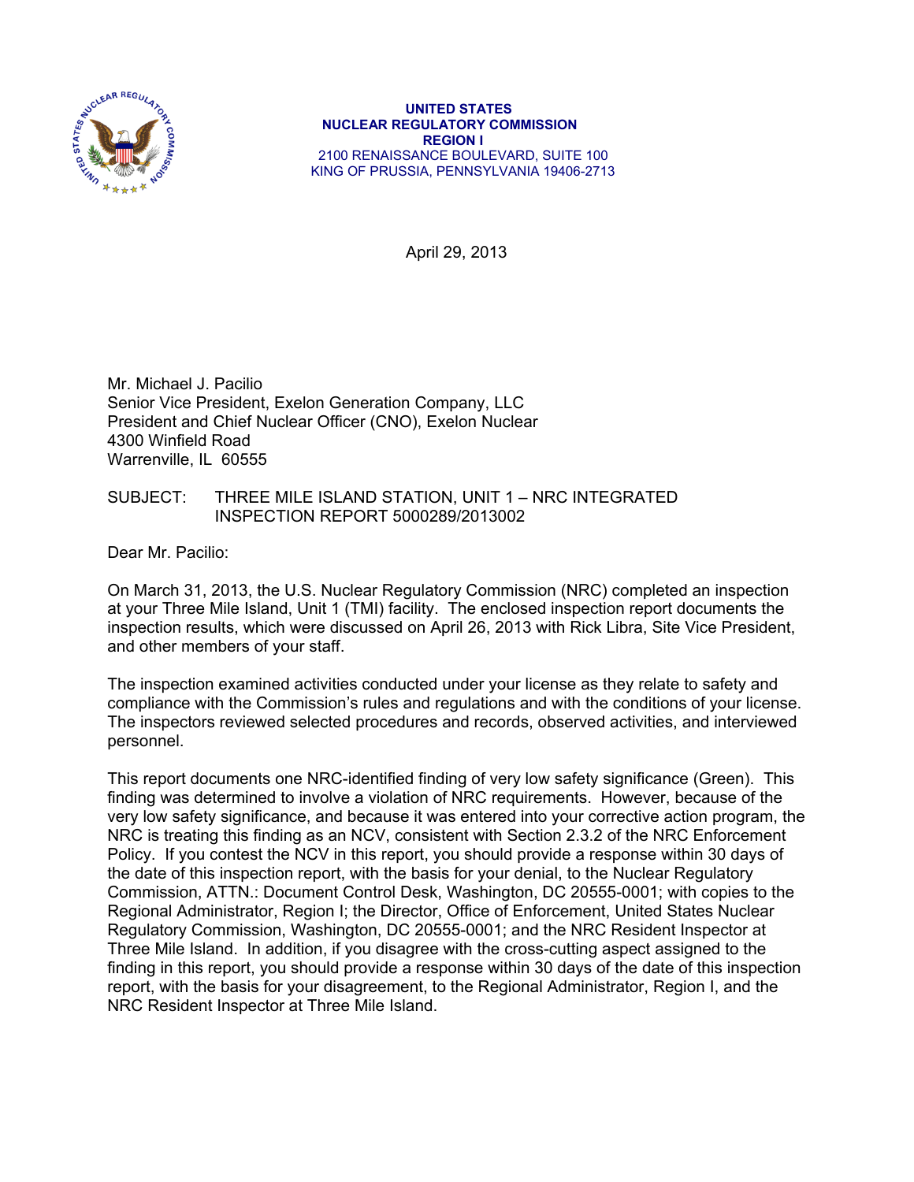**UNITED STATES**
**NUCLEAR REGULATORY COMMISSION**
**REGION I**
2100 RENAISSANCE BOULEVARD, SUITE 100
KING OF PRUSSIA, PENNSYLVANIA 19406-2713

April 29, 2013

Mr. Michael J. Pacilio
Senior Vice President, Exelon Generation Company, LLC
President and Chief Nuclear Officer (CNO), Exelon Nuclear
4300 Winfield Road
Warrenville, IL 60555

SUBJECT: THREE MILE ISLAND STATION, UNIT 1 – NRC INTEGRATED INSPECTION REPORT 5000289/2013002

Dear Mr. Pacilio:

On March 31, 2013, the U.S. Nuclear Regulatory Commission (NRC) completed an inspection at your Three Mile Island, Unit 1 (TMI) facility. The enclosed inspection report documents the inspection results, which were discussed on April 26, 2013 with Rick Libra, Site Vice President, and other members of your staff.

The inspection examined activities conducted under your license as they relate to safety and compliance with the Commission's rules and regulations and with the conditions of your license. The inspectors reviewed selected procedures and records, observed activities, and interviewed personnel.

This report documents one NRC-identified finding of very low safety significance (Green). This finding was determined to involve a violation of NRC requirements. However, because of the very low safety significance, and because it was entered into your corrective action program, the NRC is treating this finding as an NCV, consistent with Section 2.3.2 of the NRC Enforcement Policy. If you contest the NCV in this report, you should provide a response within 30 days of the date of this inspection report, with the basis for your denial, to the Nuclear Regulatory Commission, ATTN.: Document Control Desk, Washington, DC 20555-0001; with copies to the Regional Administrator, Region I; the Director, Office of Enforcement, United States Nuclear Regulatory Commission, Washington, DC 20555-0001; and the NRC Resident Inspector at Three Mile Island. In addition, if you disagree with the cross-cutting aspect assigned to the finding in this report, you should provide a response within 30 days of the date of this inspection report, with the basis for your disagreement, to the Regional Administrator, Region I, and the NRC Resident Inspector at Three Mile Island.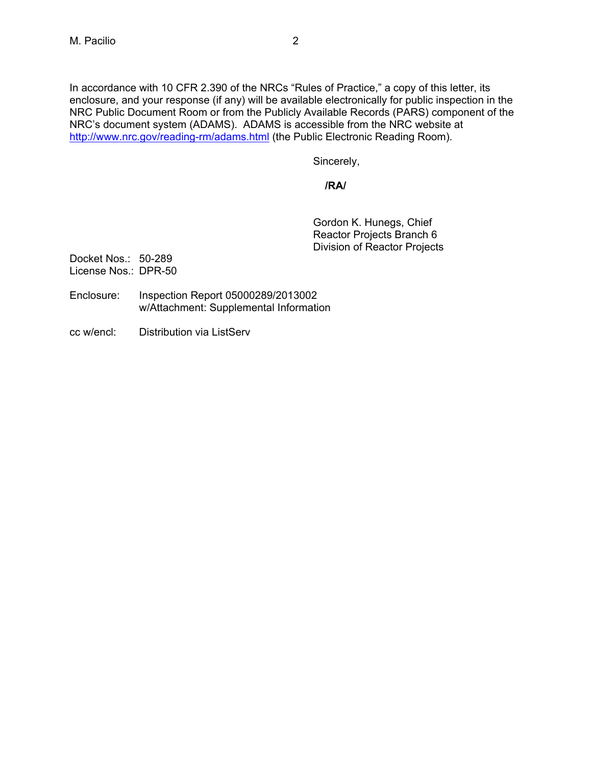In accordance with 10 CFR 2.390 of the NRCs "Rules of Practice," a copy of this letter, its enclosure, and your response (if any) will be available electronically for public inspection in the NRC Public Document Room or from the Publicly Available Records (PARS) component of the NRC's document system (ADAMS). ADAMS is accessible from the NRC website at http://www.nrc.gov/reading-rm/adams.html (the Public Electronic Reading Room).

Sincerely,

**/RA/**

Gordon K. Hunegs, Chief
Reactor Projects Branch 6
Division of Reactor Projects

Docket Nos.: 50-289
License Nos.: DPR-50

Enclosure: Inspection Report 05000289/2013002
w/Attachment: Supplemental Information

cc w/encl: Distribution via ListServ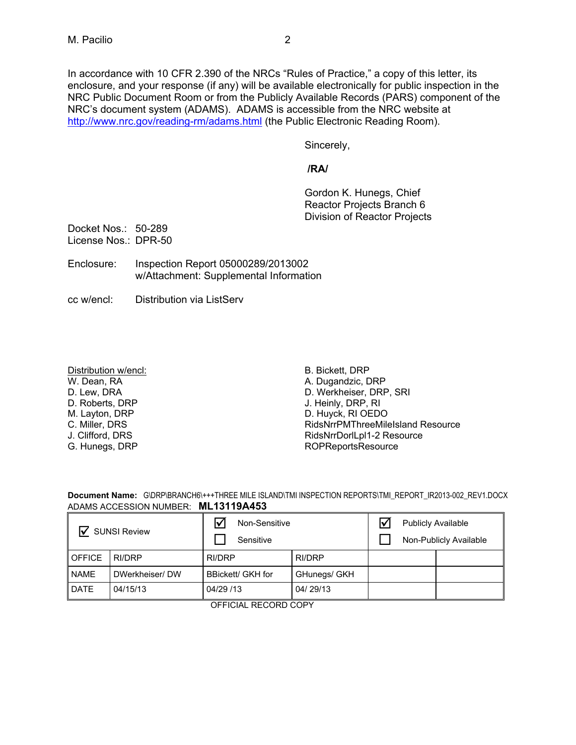In accordance with 10 CFR 2.390 of the NRCs "Rules of Practice," a copy of this letter, its enclosure, and your response (if any) will be available electronically for public inspection in the NRC Public Document Room or from the Publicly Available Records (PARS) component of the NRC's document system (ADAMS). ADAMS is accessible from the NRC website at http://www.nrc.gov/reading-rm/adams.html (the Public Electronic Reading Room).

Sincerely,

**/RA/**

Gordon K. Hunegs, Chief
Reactor Projects Branch 6
Division of Reactor Projects

Docket Nos.: 50-289
License Nos.: DPR-50

Enclosure: Inspection Report 05000289/2013002
w/Attachment: Supplemental Information

cc w/encl: Distribution via ListServ

Distribution w/encl:
W. Dean, RA
D. Lew, DRA
D. Roberts, DRP
M. Layton, DRP
C. Miller, DRS
J. Clifford, DRS
G. Hunegs, DRP
B. Bickett, DRP
A. Dugandzic, DRP
D. Werkheiser, DRP, SRI
J. Heinly, DRP, RI
D. Huyck, RI OEDO
RidsNrrPMThreeMileIsland Resource
RidsNrrDorlLpl1-2 Resource
ROPReportsResource

**Document Name:** G\DRP\BRANCH6\+++THREE MILE ISLAND\TMI INSPECTION REPORTS\TMI_REPORT_IR2013-002_REV1.DOCX
ADAMS ACCESSION NUMBER: **ML13119A453**

| ☑ SUNSI Review | | ☑ Non-Sensitive ☐ Sensitive | | ☑ Publicly Available ☐ Non-Publicly Available | |
|---|---|---|---|---|---|
| OFFICE | RI/DRP | RI/DRP | RI/DRP | | |
| NAME | DWerkheiser/ DW | BBickett/ GKH for | GHunegs/ GKH | | |
| DATE | 04/15/13 | 04/29 /13 | 04/ 29/13 | | |

OFFICIAL RECORD COPY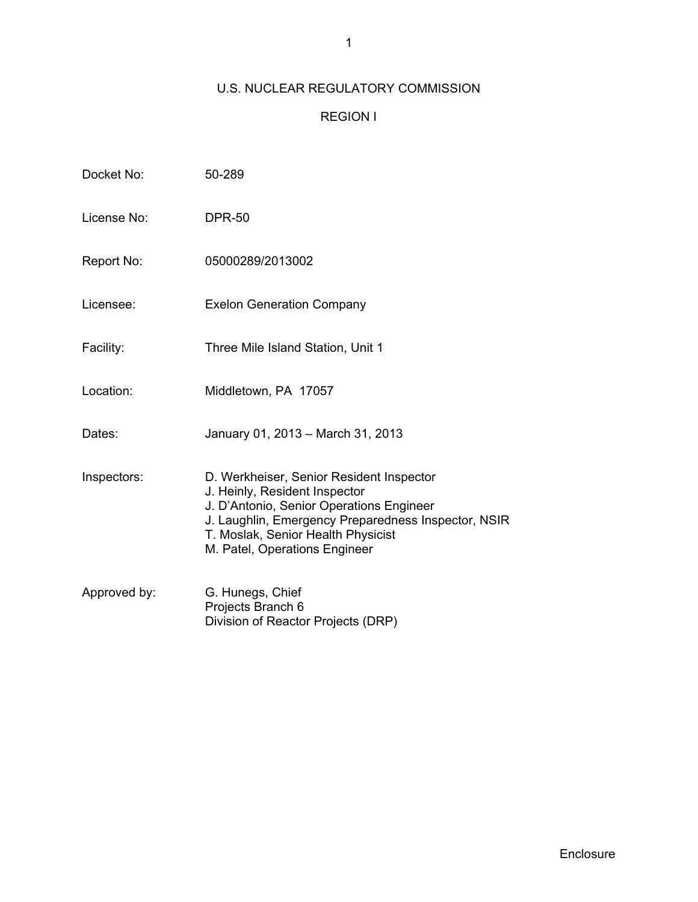U.S. NUCLEAR REGULATORY COMMISSION

REGION I

| | |
|---|---|
| Docket No: | 50-289 |
| License No: | DPR-50 |
| Report No: | 05000289/2013002 |
| Licensee: | Exelon Generation Company |
| Facility: | Three Mile Island Station, Unit 1 |
| Location: | Middletown, PA 17057 |
| Dates: | January 01, 2013 – March 31, 2013 |
| Inspectors: | D. Werkheiser, Senior Resident Inspector<br>J. Heinly, Resident Inspector<br>J. D'Antonio, Senior Operations Engineer<br>J. Laughlin, Emergency Preparedness Inspector, NSIR<br>T. Moslak, Senior Health Physicist<br>M. Patel, Operations Engineer |
| Approved by: | G. Hunegs, Chief<br>Projects Branch 6<br>Division of Reactor Projects (DRP) |

Enclosure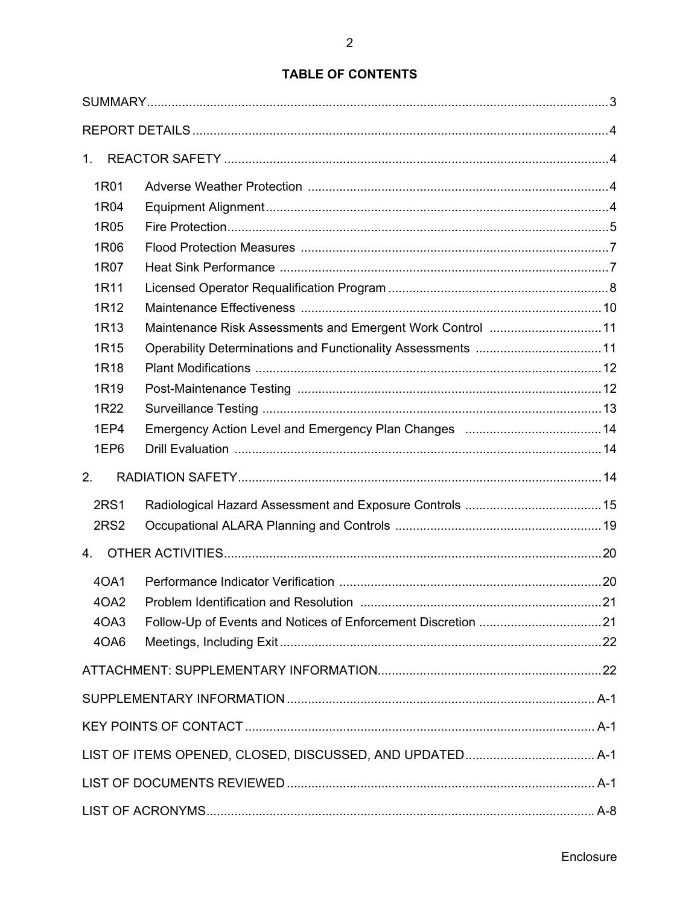# TABLE OF CONTENTS

SUMMARY....................................................................................................................3

REPORT DETAILS .......................................................................................................4

1. REACTOR SAFETY ..................................................................................................4

| | | |
|---|---|---|
| 1R01 | Adverse Weather Protection | 4 |
| 1R04 | Equipment Alignment | 4 |
| 1R05 | Fire Protection | 5 |
| 1R06 | Flood Protection Measures | 7 |
| 1R07 | Heat Sink Performance | 7 |
| 1R11 | Licensed Operator Requalification Program | 8 |
| 1R12 | Maintenance Effectiveness | 10 |
| 1R13 | Maintenance Risk Assessments and Emergent Work Control | 11 |
| 1R15 | Operability Determinations and Functionality Assessments | 11 |
| 1R18 | Plant Modifications | 12 |
| 1R19 | Post-Maintenance Testing | 12 |
| 1R22 | Surveillance Testing | 13 |
| 1EP4 | Emergency Action Level and Emergency Plan Changes | 14 |
| 1EP6 | Drill Evaluation | 14 |

2. RADIATION SAFETY.................................................................................................14

| | | |
|---|---|---|
| 2RS1 | Radiological Hazard Assessment and Exposure Controls | 15 |
| 2RS2 | Occupational ALARA Planning and Controls | 19 |

4. OTHER ACTIVITIES..................................................................................................20

| | | |
|---|---|---|
| 4OA1 | Performance Indicator Verification | 20 |
| 4OA2 | Problem Identification and Resolution | 21 |
| 4OA3 | Follow-Up of Events and Notices of Enforcement Discretion | 21 |
| 4OA6 | Meetings, Including Exit | 22 |

ATTACHMENT: SUPPLEMENTARY INFORMATION......................................................22

SUPPLEMENTARY INFORMATION ............................................................................A-1

KEY POINTS OF CONTACT ........................................................................................A-1

LIST OF ITEMS OPENED, CLOSED, DISCUSSED, AND UPDATED..........................A-1

LIST OF DOCUMENTS REVIEWED ............................................................................A-1

LIST OF ACRONYMS...................................................................................................A-8

Enclosure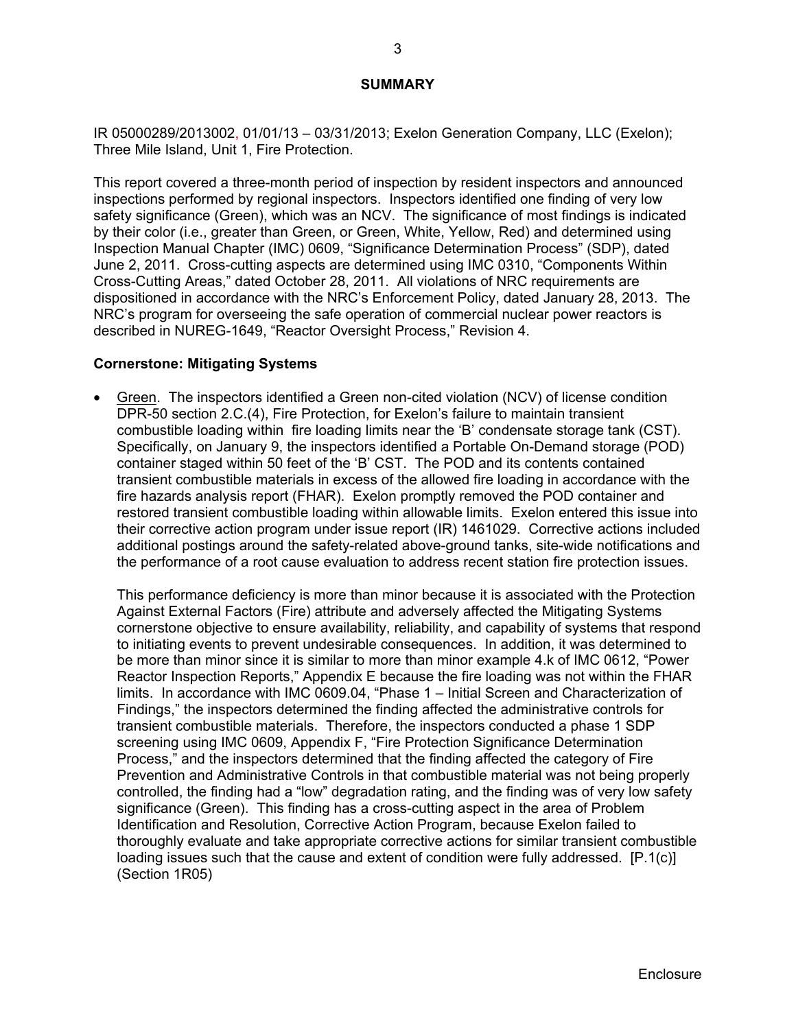## SUMMARY

IR 05000289/2013002, 01/01/13 – 03/31/2013; Exelon Generation Company, LLC (Exelon); Three Mile Island, Unit 1, Fire Protection.

This report covered a three-month period of inspection by resident inspectors and announced inspections performed by regional inspectors. Inspectors identified one finding of very low safety significance (Green), which was an NCV. The significance of most findings is indicated by their color (i.e., greater than Green, or Green, White, Yellow, Red) and determined using Inspection Manual Chapter (IMC) 0609, "Significance Determination Process" (SDP), dated June 2, 2011. Cross-cutting aspects are determined using IMC 0310, "Components Within Cross-Cutting Areas," dated October 28, 2011. All violations of NRC requirements are dispositioned in accordance with the NRC's Enforcement Policy, dated January 28, 2013. The NRC's program for overseeing the safe operation of commercial nuclear power reactors is described in NUREG-1649, "Reactor Oversight Process," Revision 4.

**Cornerstone: Mitigating Systems**

- Green. The inspectors identified a Green non-cited violation (NCV) of license condition DPR-50 section 2.C.(4), Fire Protection, for Exelon's failure to maintain transient combustible loading within fire loading limits near the 'B' condensate storage tank (CST). Specifically, on January 9, the inspectors identified a Portable On-Demand storage (POD) container staged within 50 feet of the 'B' CST. The POD and its contents contained transient combustible materials in excess of the allowed fire loading in accordance with the fire hazards analysis report (FHAR). Exelon promptly removed the POD container and restored transient combustible loading within allowable limits. Exelon entered this issue into their corrective action program under issue report (IR) 1461029. Corrective actions included additional postings around the safety-related above-ground tanks, site-wide notifications and the performance of a root cause evaluation to address recent station fire protection issues.

  This performance deficiency is more than minor because it is associated with the Protection Against External Factors (Fire) attribute and adversely affected the Mitigating Systems cornerstone objective to ensure availability, reliability, and capability of systems that respond to initiating events to prevent undesirable consequences. In addition, it was determined to be more than minor since it is similar to more than minor example 4.k of IMC 0612, "Power Reactor Inspection Reports," Appendix E because the fire loading was not within the FHAR limits. In accordance with IMC 0609.04, "Phase 1 – Initial Screen and Characterization of Findings," the inspectors determined the finding affected the administrative controls for transient combustible materials. Therefore, the inspectors conducted a phase 1 SDP screening using IMC 0609, Appendix F, "Fire Protection Significance Determination Process," and the inspectors determined that the finding affected the category of Fire Prevention and Administrative Controls in that combustible material was not being properly controlled, the finding had a "low" degradation rating, and the finding was of very low safety significance (Green). This finding has a cross-cutting aspect in the area of Problem Identification and Resolution, Corrective Action Program, because Exelon failed to thoroughly evaluate and take appropriate corrective actions for similar transient combustible loading issues such that the cause and extent of condition were fully addressed. [P.1(c)] (Section 1R05)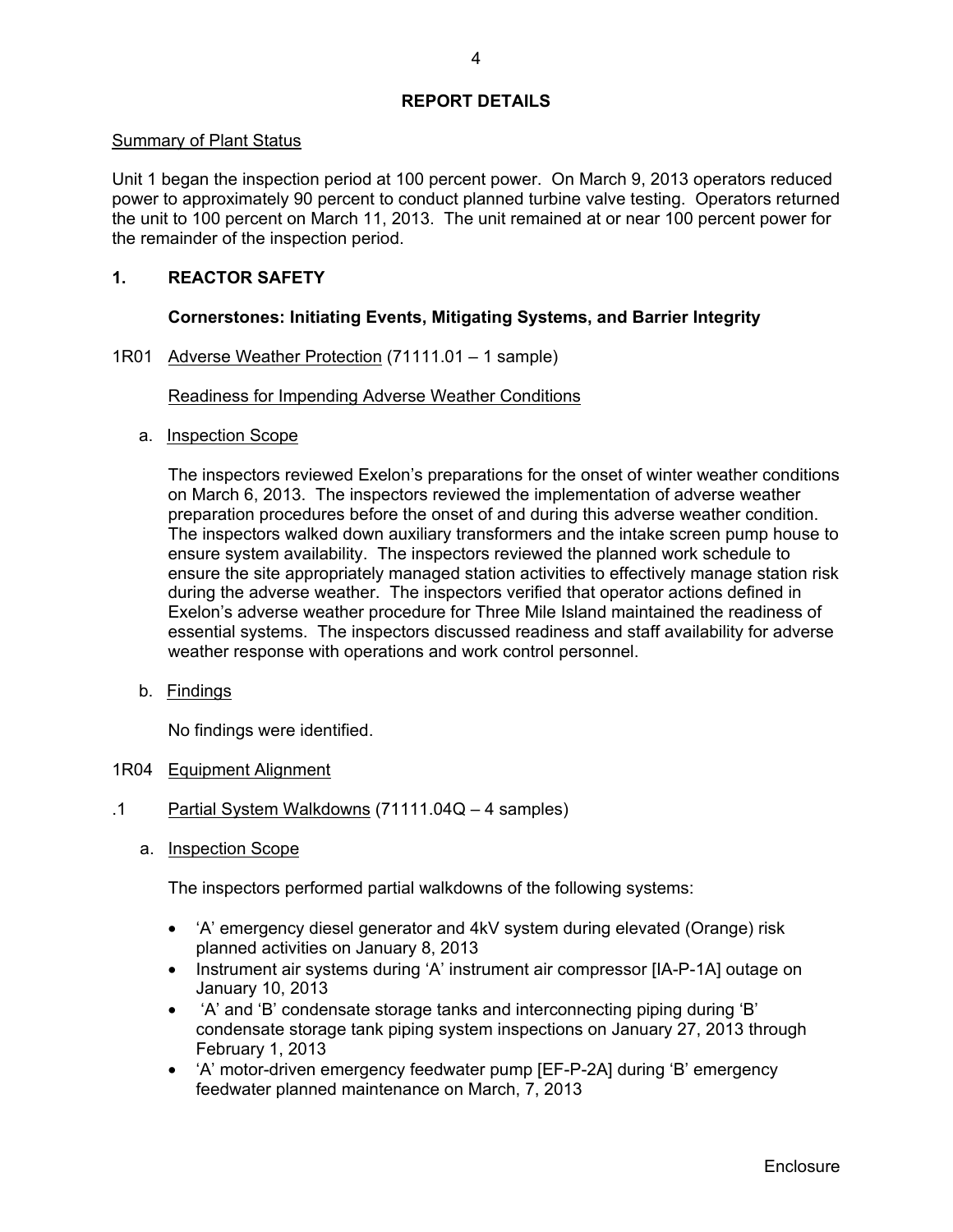## REPORT DETAILS

Summary of Plant Status

Unit 1 began the inspection period at 100 percent power. On March 9, 2013 operators reduced power to approximately 90 percent to conduct planned turbine valve testing. Operators returned the unit to 100 percent on March 11, 2013. The unit remained at or near 100 percent power for the remainder of the inspection period.

### 1. REACTOR SAFETY

**Cornerstones: Initiating Events, Mitigating Systems, and Barrier Integrity**

1R01 Adverse Weather Protection (71111.01 – 1 sample)

Readiness for Impending Adverse Weather Conditions

a. Inspection Scope

The inspectors reviewed Exelon's preparations for the onset of winter weather conditions on March 6, 2013. The inspectors reviewed the implementation of adverse weather preparation procedures before the onset of and during this adverse weather condition. The inspectors walked down auxiliary transformers and the intake screen pump house to ensure system availability. The inspectors reviewed the planned work schedule to ensure the site appropriately managed station activities to effectively manage station risk during the adverse weather. The inspectors verified that operator actions defined in Exelon's adverse weather procedure for Three Mile Island maintained the readiness of essential systems. The inspectors discussed readiness and staff availability for adverse weather response with operations and work control personnel.

b. Findings

No findings were identified.

1R04 Equipment Alignment

.1 Partial System Walkdowns (71111.04Q – 4 samples)

a. Inspection Scope

The inspectors performed partial walkdowns of the following systems:

- 'A' emergency diesel generator and 4kV system during elevated (Orange) risk planned activities on January 8, 2013
- Instrument air systems during 'A' instrument air compressor [IA-P-1A] outage on January 10, 2013
- 'A' and 'B' condensate storage tanks and interconnecting piping during 'B' condensate storage tank piping system inspections on January 27, 2013 through February 1, 2013
- 'A' motor-driven emergency feedwater pump [EF-P-2A] during 'B' emergency feedwater planned maintenance on March, 7, 2013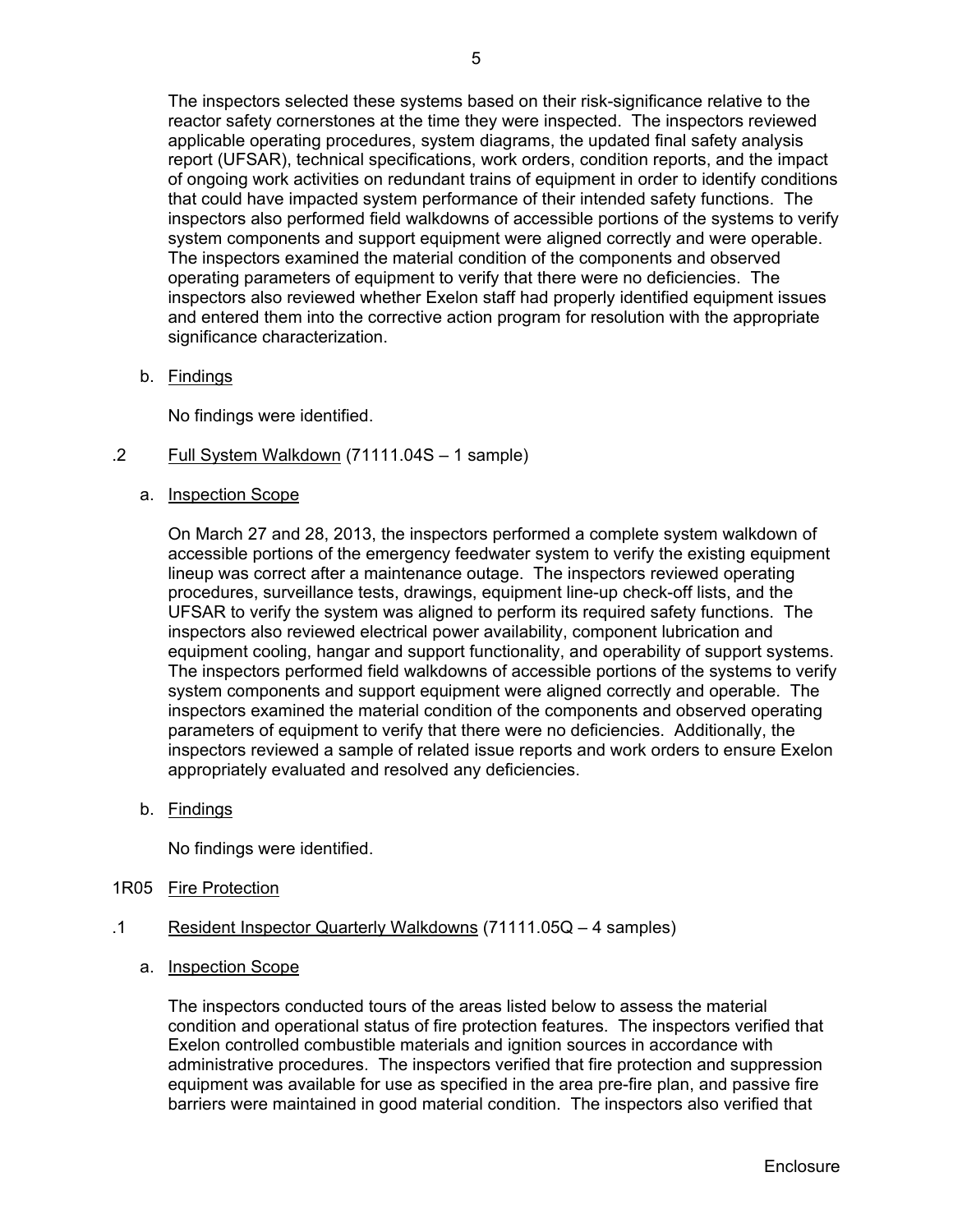The inspectors selected these systems based on their risk-significance relative to the reactor safety cornerstones at the time they were inspected. The inspectors reviewed applicable operating procedures, system diagrams, the updated final safety analysis report (UFSAR), technical specifications, work orders, condition reports, and the impact of ongoing work activities on redundant trains of equipment in order to identify conditions that could have impacted system performance of their intended safety functions. The inspectors also performed field walkdowns of accessible portions of the systems to verify system components and support equipment were aligned correctly and were operable. The inspectors examined the material condition of the components and observed operating parameters of equipment to verify that there were no deficiencies. The inspectors also reviewed whether Exelon staff had properly identified equipment issues and entered them into the corrective action program for resolution with the appropriate significance characterization.

b. Findings

No findings were identified.

.2 Full System Walkdown (71111.04S – 1 sample)

a. Inspection Scope

On March 27 and 28, 2013, the inspectors performed a complete system walkdown of accessible portions of the emergency feedwater system to verify the existing equipment lineup was correct after a maintenance outage. The inspectors reviewed operating procedures, surveillance tests, drawings, equipment line-up check-off lists, and the UFSAR to verify the system was aligned to perform its required safety functions. The inspectors also reviewed electrical power availability, component lubrication and equipment cooling, hangar and support functionality, and operability of support systems. The inspectors performed field walkdowns of accessible portions of the systems to verify system components and support equipment were aligned correctly and operable. The inspectors examined the material condition of the components and observed operating parameters of equipment to verify that there were no deficiencies. Additionally, the inspectors reviewed a sample of related issue reports and work orders to ensure Exelon appropriately evaluated and resolved any deficiencies.

b. Findings

No findings were identified.

1R05 Fire Protection

.1 Resident Inspector Quarterly Walkdowns (71111.05Q – 4 samples)

a. Inspection Scope

The inspectors conducted tours of the areas listed below to assess the material condition and operational status of fire protection features. The inspectors verified that Exelon controlled combustible materials and ignition sources in accordance with administrative procedures. The inspectors verified that fire protection and suppression equipment was available for use as specified in the area pre-fire plan, and passive fire barriers were maintained in good material condition. The inspectors also verified that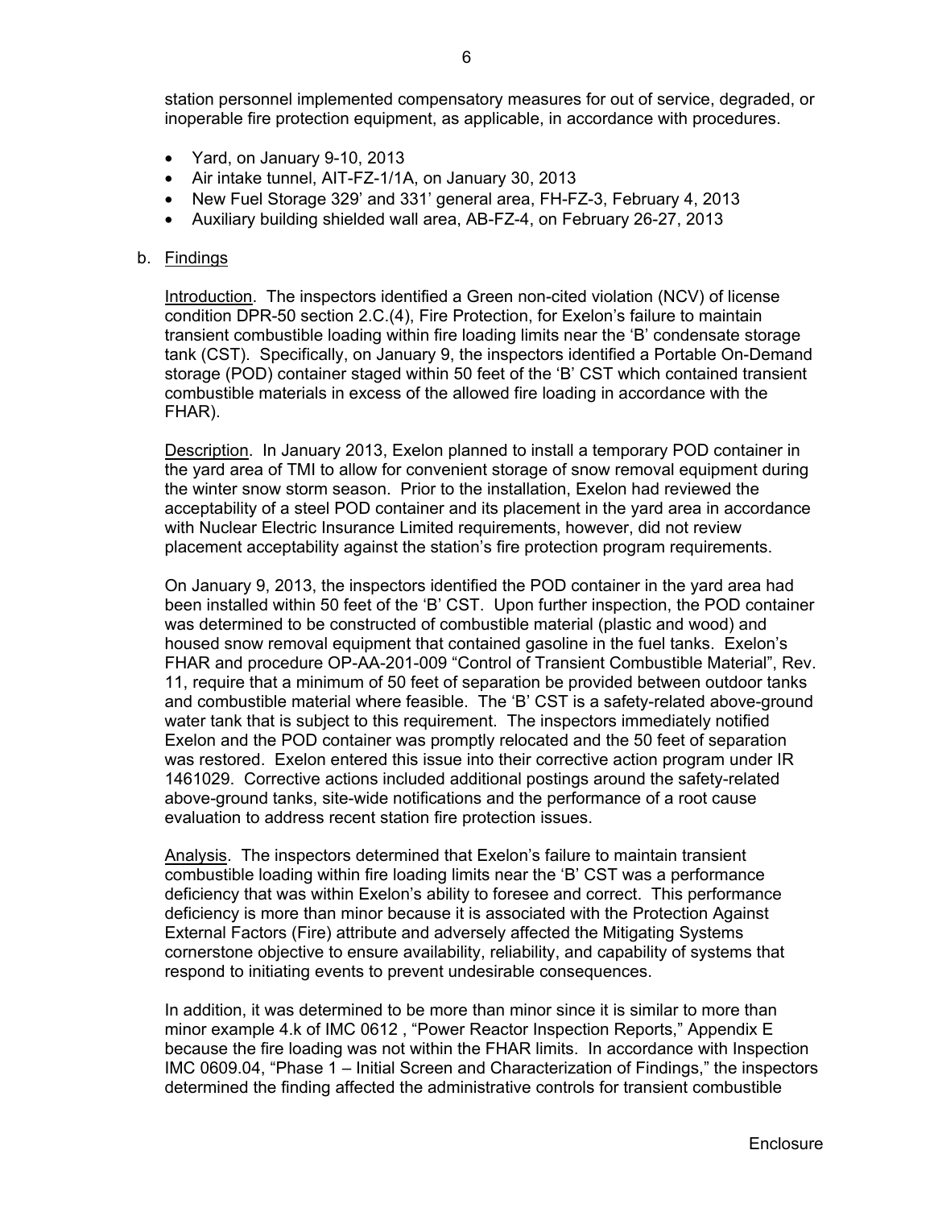station personnel implemented compensatory measures for out of service, degraded, or inoperable fire protection equipment, as applicable, in accordance with procedures.

- Yard, on January 9-10, 2013
- Air intake tunnel, AIT-FZ-1/1A, on January 30, 2013
- New Fuel Storage 329' and 331' general area, FH-FZ-3, February 4, 2013
- Auxiliary building shielded wall area, AB-FZ-4, on February 26-27, 2013

b. Findings

Introduction. The inspectors identified a Green non-cited violation (NCV) of license condition DPR-50 section 2.C.(4), Fire Protection, for Exelon's failure to maintain transient combustible loading within fire loading limits near the 'B' condensate storage tank (CST). Specifically, on January 9, the inspectors identified a Portable On-Demand storage (POD) container staged within 50 feet of the 'B' CST which contained transient combustible materials in excess of the allowed fire loading in accordance with the FHAR).

Description. In January 2013, Exelon planned to install a temporary POD container in the yard area of TMI to allow for convenient storage of snow removal equipment during the winter snow storm season. Prior to the installation, Exelon had reviewed the acceptability of a steel POD container and its placement in the yard area in accordance with Nuclear Electric Insurance Limited requirements, however, did not review placement acceptability against the station's fire protection program requirements.

On January 9, 2013, the inspectors identified the POD container in the yard area had been installed within 50 feet of the 'B' CST. Upon further inspection, the POD container was determined to be constructed of combustible material (plastic and wood) and housed snow removal equipment that contained gasoline in the fuel tanks. Exelon's FHAR and procedure OP-AA-201-009 "Control of Transient Combustible Material", Rev. 11, require that a minimum of 50 feet of separation be provided between outdoor tanks and combustible material where feasible. The 'B' CST is a safety-related above-ground water tank that is subject to this requirement. The inspectors immediately notified Exelon and the POD container was promptly relocated and the 50 feet of separation was restored. Exelon entered this issue into their corrective action program under IR 1461029. Corrective actions included additional postings around the safety-related above-ground tanks, site-wide notifications and the performance of a root cause evaluation to address recent station fire protection issues.

Analysis. The inspectors determined that Exelon's failure to maintain transient combustible loading within fire loading limits near the 'B' CST was a performance deficiency that was within Exelon's ability to foresee and correct. This performance deficiency is more than minor because it is associated with the Protection Against External Factors (Fire) attribute and adversely affected the Mitigating Systems cornerstone objective to ensure availability, reliability, and capability of systems that respond to initiating events to prevent undesirable consequences.

In addition, it was determined to be more than minor since it is similar to more than minor example 4.k of IMC 0612 , "Power Reactor Inspection Reports," Appendix E because the fire loading was not within the FHAR limits. In accordance with Inspection IMC 0609.04, "Phase 1 – Initial Screen and Characterization of Findings," the inspectors determined the finding affected the administrative controls for transient combustible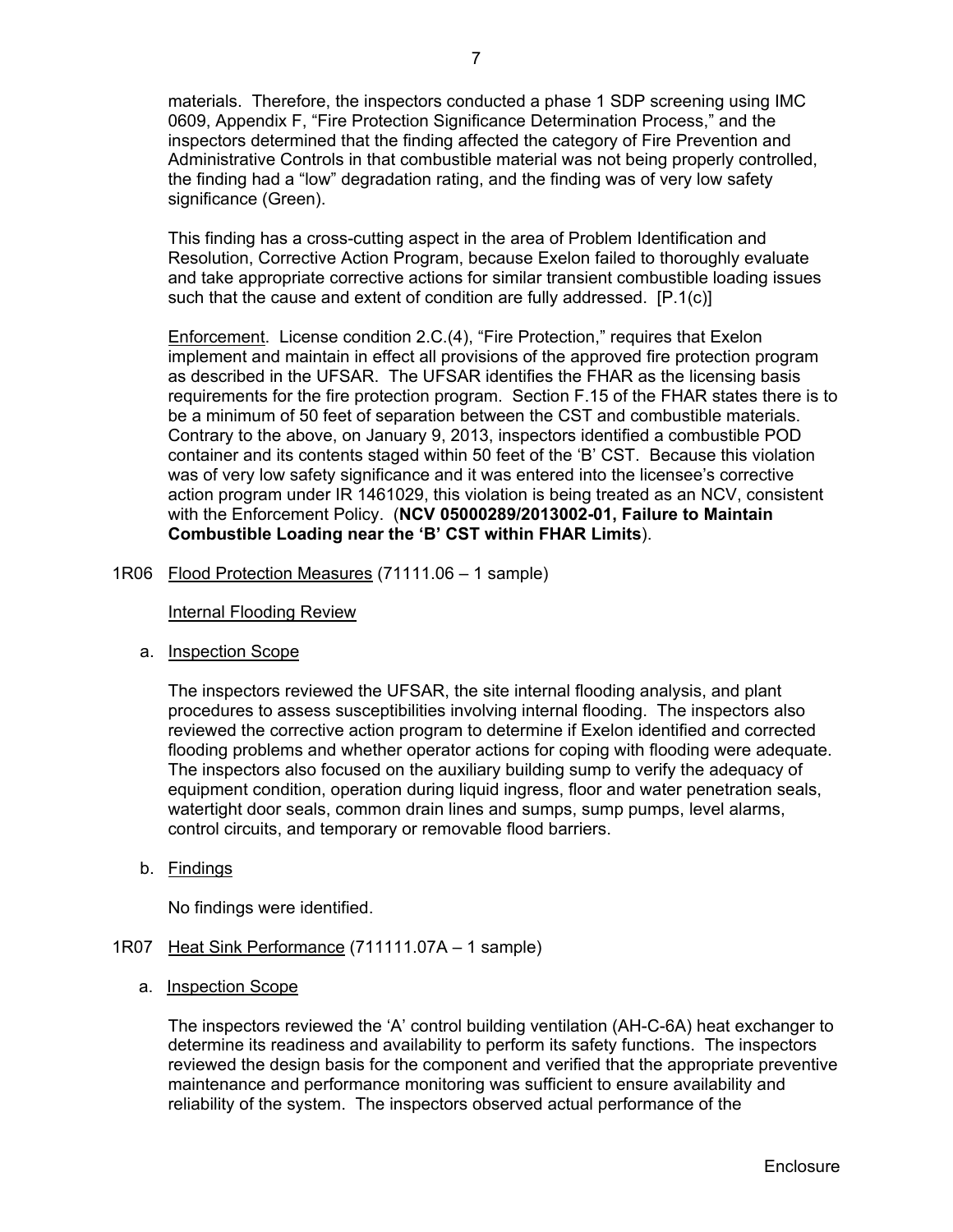materials. Therefore, the inspectors conducted a phase 1 SDP screening using IMC 0609, Appendix F, "Fire Protection Significance Determination Process," and the inspectors determined that the finding affected the category of Fire Prevention and Administrative Controls in that combustible material was not being properly controlled, the finding had a "low" degradation rating, and the finding was of very low safety significance (Green).

This finding has a cross-cutting aspect in the area of Problem Identification and Resolution, Corrective Action Program, because Exelon failed to thoroughly evaluate and take appropriate corrective actions for similar transient combustible loading issues such that the cause and extent of condition are fully addressed. [P.1(c)]

Enforcement. License condition 2.C.(4), "Fire Protection," requires that Exelon implement and maintain in effect all provisions of the approved fire protection program as described in the UFSAR. The UFSAR identifies the FHAR as the licensing basis requirements for the fire protection program. Section F.15 of the FHAR states there is to be a minimum of 50 feet of separation between the CST and combustible materials. Contrary to the above, on January 9, 2013, inspectors identified a combustible POD container and its contents staged within 50 feet of the 'B' CST. Because this violation was of very low safety significance and it was entered into the licensee's corrective action program under IR 1461029, this violation is being treated as an NCV, consistent with the Enforcement Policy. (**NCV 05000289/2013002-01, Failure to Maintain Combustible Loading near the 'B' CST within FHAR Limits**).

1R06 Flood Protection Measures (71111.06 – 1 sample)

Internal Flooding Review

a. Inspection Scope

The inspectors reviewed the UFSAR, the site internal flooding analysis, and plant procedures to assess susceptibilities involving internal flooding. The inspectors also reviewed the corrective action program to determine if Exelon identified and corrected flooding problems and whether operator actions for coping with flooding were adequate. The inspectors also focused on the auxiliary building sump to verify the adequacy of equipment condition, operation during liquid ingress, floor and water penetration seals, watertight door seals, common drain lines and sumps, sump pumps, level alarms, control circuits, and temporary or removable flood barriers.

b. Findings

No findings were identified.

1R07 Heat Sink Performance (711111.07A – 1 sample)

a. Inspection Scope

The inspectors reviewed the 'A' control building ventilation (AH-C-6A) heat exchanger to determine its readiness and availability to perform its safety functions. The inspectors reviewed the design basis for the component and verified that the appropriate preventive maintenance and performance monitoring was sufficient to ensure availability and reliability of the system. The inspectors observed actual performance of the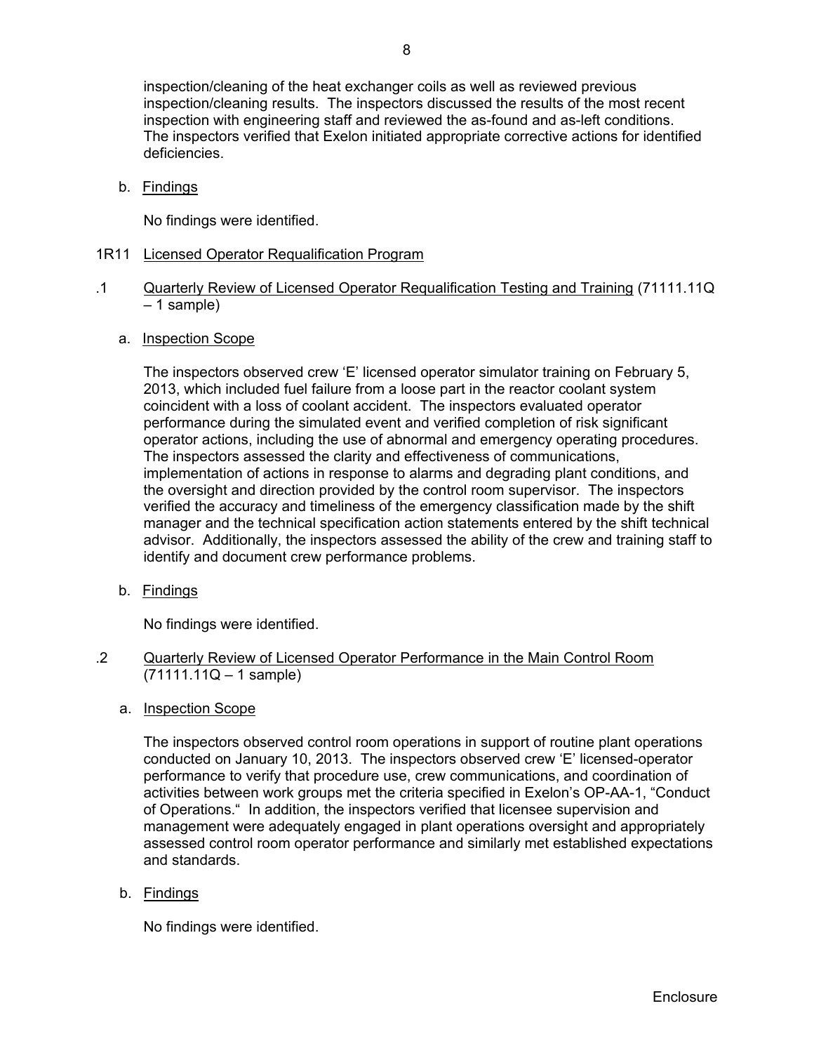inspection/cleaning of the heat exchanger coils as well as reviewed previous inspection/cleaning results. The inspectors discussed the results of the most recent inspection with engineering staff and reviewed the as-found and as-left conditions. The inspectors verified that Exelon initiated appropriate corrective actions for identified deficiencies.

b. Findings

No findings were identified.

## 1R11 Licensed Operator Requalification Program

### .1 Quarterly Review of Licensed Operator Requalification Testing and Training (71111.11Q – 1 sample)

a. Inspection Scope

The inspectors observed crew 'E' licensed operator simulator training on February 5, 2013, which included fuel failure from a loose part in the reactor coolant system coincident with a loss of coolant accident. The inspectors evaluated operator performance during the simulated event and verified completion of risk significant operator actions, including the use of abnormal and emergency operating procedures. The inspectors assessed the clarity and effectiveness of communications, implementation of actions in response to alarms and degrading plant conditions, and the oversight and direction provided by the control room supervisor. The inspectors verified the accuracy and timeliness of the emergency classification made by the shift manager and the technical specification action statements entered by the shift technical advisor. Additionally, the inspectors assessed the ability of the crew and training staff to identify and document crew performance problems.

b. Findings

No findings were identified.

### .2 Quarterly Review of Licensed Operator Performance in the Main Control Room (71111.11Q – 1 sample)

a. Inspection Scope

The inspectors observed control room operations in support of routine plant operations conducted on January 10, 2013. The inspectors observed crew 'E' licensed-operator performance to verify that procedure use, crew communications, and coordination of activities between work groups met the criteria specified in Exelon's OP-AA-1, "Conduct of Operations." In addition, the inspectors verified that licensee supervision and management were adequately engaged in plant operations oversight and appropriately assessed control room operator performance and similarly met established expectations and standards.

b. Findings

No findings were identified.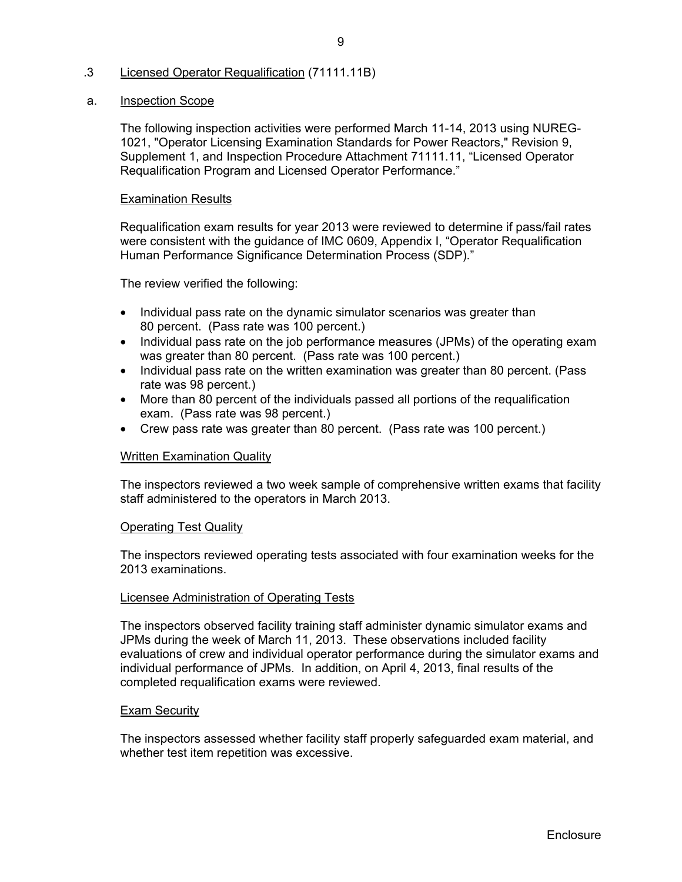### .3 Licensed Operator Requalification (71111.11B)

#### a. Inspection Scope

The following inspection activities were performed March 11-14, 2013 using NUREG-1021, "Operator Licensing Examination Standards for Power Reactors," Revision 9, Supplement 1, and Inspection Procedure Attachment 71111.11, "Licensed Operator Requalification Program and Licensed Operator Performance."

Examination Results

Requalification exam results for year 2013 were reviewed to determine if pass/fail rates were consistent with the guidance of IMC 0609, Appendix I, "Operator Requalification Human Performance Significance Determination Process (SDP)."

The review verified the following:

- Individual pass rate on the dynamic simulator scenarios was greater than 80 percent. (Pass rate was 100 percent.)
- Individual pass rate on the job performance measures (JPMs) of the operating exam was greater than 80 percent. (Pass rate was 100 percent.)
- Individual pass rate on the written examination was greater than 80 percent. (Pass rate was 98 percent.)
- More than 80 percent of the individuals passed all portions of the requalification exam. (Pass rate was 98 percent.)
- Crew pass rate was greater than 80 percent. (Pass rate was 100 percent.)

Written Examination Quality

The inspectors reviewed a two week sample of comprehensive written exams that facility staff administered to the operators in March 2013.

Operating Test Quality

The inspectors reviewed operating tests associated with four examination weeks for the 2013 examinations.

Licensee Administration of Operating Tests

The inspectors observed facility training staff administer dynamic simulator exams and JPMs during the week of March 11, 2013. These observations included facility evaluations of crew and individual operator performance during the simulator exams and individual performance of JPMs. In addition, on April 4, 2013, final results of the completed requalification exams were reviewed.

Exam Security

The inspectors assessed whether facility staff properly safeguarded exam material, and whether test item repetition was excessive.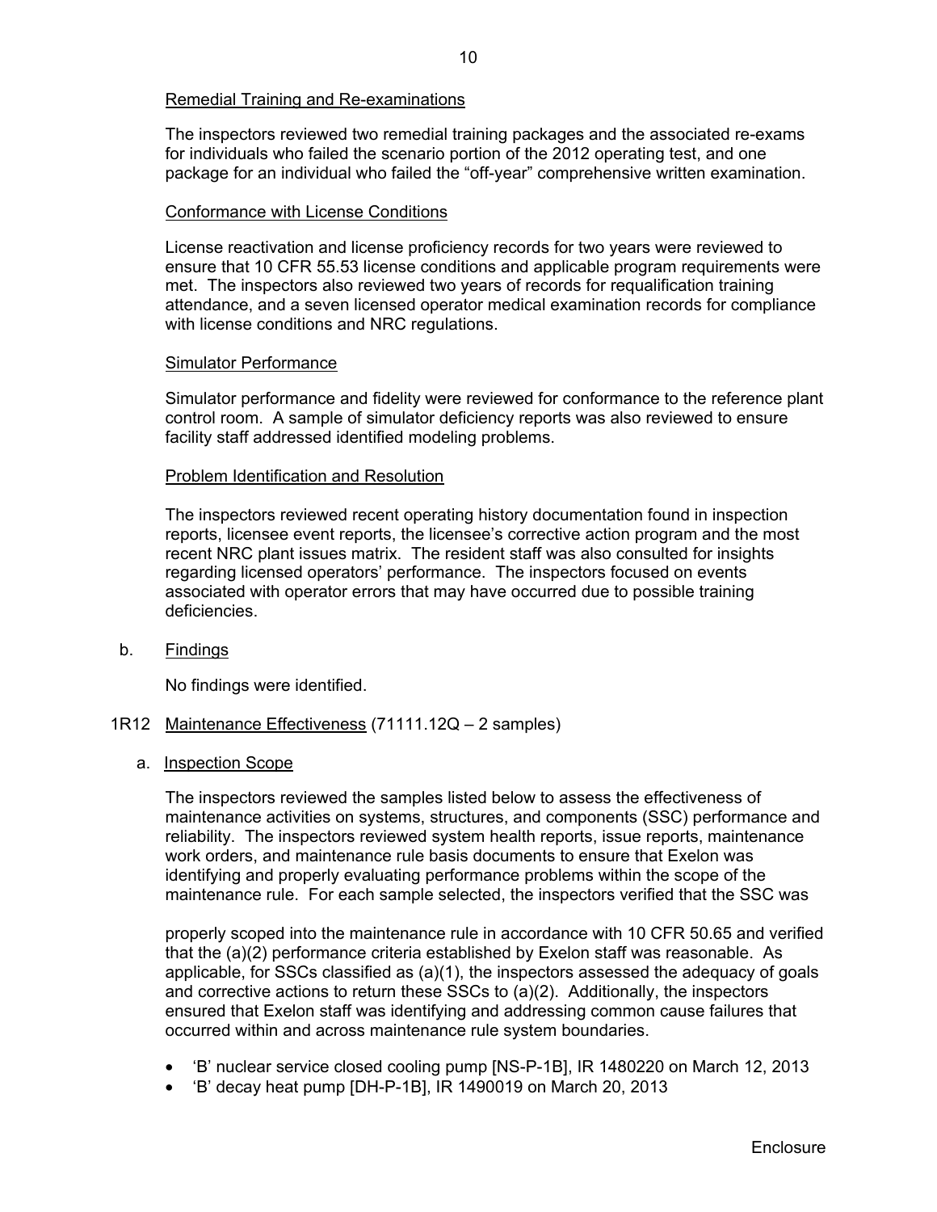Remediation Training and Re-examinations

The inspectors reviewed two remedial training packages and the associated re-exams for individuals who failed the scenario portion of the 2012 operating test, and one package for an individual who failed the "off-year" comprehensive written examination.

Conformance with License Conditions

License reactivation and license proficiency records for two years were reviewed to ensure that 10 CFR 55.53 license conditions and applicable program requirements were met. The inspectors also reviewed two years of records for requalification training attendance, and a seven licensed operator medical examination records for compliance with license conditions and NRC regulations.

Simulator Performance

Simulator performance and fidelity were reviewed for conformance to the reference plant control room. A sample of simulator deficiency reports was also reviewed to ensure facility staff addressed identified modeling problems.

Problem Identification and Resolution

The inspectors reviewed recent operating history documentation found in inspection reports, licensee event reports, the licensee's corrective action program and the most recent NRC plant issues matrix. The resident staff was also consulted for insights regarding licensed operators' performance. The inspectors focused on events associated with operator errors that may have occurred due to possible training deficiencies.

b. Findings

No findings were identified.

1R12 Maintenance Effectiveness (71111.12Q – 2 samples)

a. Inspection Scope

The inspectors reviewed the samples listed below to assess the effectiveness of maintenance activities on systems, structures, and components (SSC) performance and reliability. The inspectors reviewed system health reports, issue reports, maintenance work orders, and maintenance rule basis documents to ensure that Exelon was identifying and properly evaluating performance problems within the scope of the maintenance rule. For each sample selected, the inspectors verified that the SSC was properly scoped into the maintenance rule in accordance with 10 CFR 50.65 and verified that the (a)(2) performance criteria established by Exelon staff was reasonable. As applicable, for SSCs classified as (a)(1), the inspectors assessed the adequacy of goals and corrective actions to return these SSCs to (a)(2). Additionally, the inspectors ensured that Exelon staff was identifying and addressing common cause failures that occurred within and across maintenance rule system boundaries.

- 'B' nuclear service closed cooling pump [NS-P-1B], IR 1480220 on March 12, 2013
- 'B' decay heat pump [DH-P-1B], IR 1490019 on March 20, 2013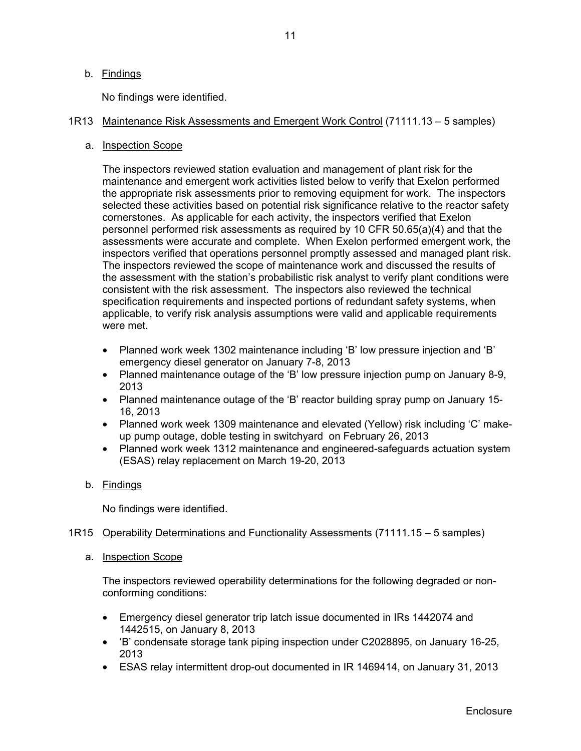b. Findings

No findings were identified.

## 1R13 Maintenance Risk Assessments and Emergent Work Control (71111.13 – 5 samples)

a. Inspection Scope

The inspectors reviewed station evaluation and management of plant risk for the maintenance and emergent work activities listed below to verify that Exelon performed the appropriate risk assessments prior to removing equipment for work. The inspectors selected these activities based on potential risk significance relative to the reactor safety cornerstones. As applicable for each activity, the inspectors verified that Exelon personnel performed risk assessments as required by 10 CFR 50.65(a)(4) and that the assessments were accurate and complete. When Exelon performed emergent work, the inspectors verified that operations personnel promptly assessed and managed plant risk. The inspectors reviewed the scope of maintenance work and discussed the results of the assessment with the station's probabilistic risk analyst to verify plant conditions were consistent with the risk assessment. The inspectors also reviewed the technical specification requirements and inspected portions of redundant safety systems, when applicable, to verify risk analysis assumptions were valid and applicable requirements were met.

- Planned work week 1302 maintenance including 'B' low pressure injection and 'B' emergency diesel generator on January 7-8, 2013
- Planned maintenance outage of the 'B' low pressure injection pump on January 8-9, 2013
- Planned maintenance outage of the 'B' reactor building spray pump on January 15-16, 2013
- Planned work week 1309 maintenance and elevated (Yellow) risk including 'C' make-up pump outage, doble testing in switchyard on February 26, 2013
- Planned work week 1312 maintenance and engineered-safeguards actuation system (ESAS) relay replacement on March 19-20, 2013

b. Findings

No findings were identified.

## 1R15 Operability Determinations and Functionality Assessments (71111.15 – 5 samples)

a. Inspection Scope

The inspectors reviewed operability determinations for the following degraded or non-conforming conditions:

- Emergency diesel generator trip latch issue documented in IRs 1442074 and 1442515, on January 8, 2013
- 'B' condensate storage tank piping inspection under C2028895, on January 16-25, 2013
- ESAS relay intermittent drop-out documented in IR 1469414, on January 31, 2013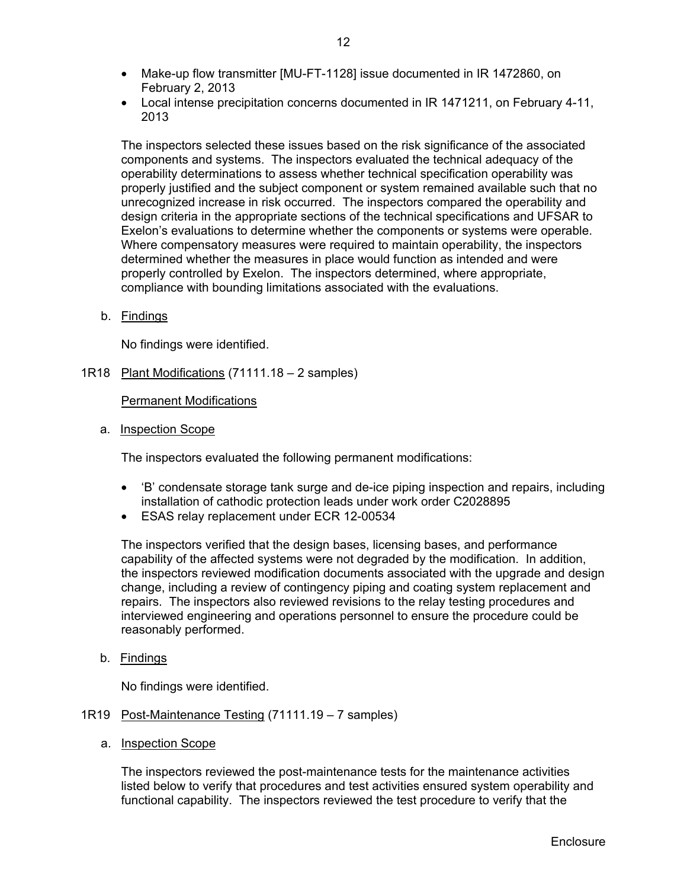- Make-up flow transmitter [MU-FT-1128] issue documented in IR 1472860, on February 2, 2013
- Local intense precipitation concerns documented in IR 1471211, on February 4-11, 2013

The inspectors selected these issues based on the risk significance of the associated components and systems. The inspectors evaluated the technical adequacy of the operability determinations to assess whether technical specification operability was properly justified and the subject component or system remained available such that no unrecognized increase in risk occurred. The inspectors compared the operability and design criteria in the appropriate sections of the technical specifications and UFSAR to Exelon's evaluations to determine whether the components or systems were operable. Where compensatory measures were required to maintain operability, the inspectors determined whether the measures in place would function as intended and were properly controlled by Exelon. The inspectors determined, where appropriate, compliance with bounding limitations associated with the evaluations.

b. Findings

No findings were identified.

1R18 Plant Modifications (71111.18 – 2 samples)

Permanent Modifications

a. Inspection Scope

The inspectors evaluated the following permanent modifications:

- 'B' condensate storage tank surge and de-ice piping inspection and repairs, including installation of cathodic protection leads under work order C2028895
- ESAS relay replacement under ECR 12-00534

The inspectors verified that the design bases, licensing bases, and performance capability of the affected systems were not degraded by the modification. In addition, the inspectors reviewed modification documents associated with the upgrade and design change, including a review of contingency piping and coating system replacement and repairs. The inspectors also reviewed revisions to the relay testing procedures and interviewed engineering and operations personnel to ensure the procedure could be reasonably performed.

b. Findings

No findings were identified.

1R19 Post-Maintenance Testing (71111.19 – 7 samples)

a. Inspection Scope

The inspectors reviewed the post-maintenance tests for the maintenance activities listed below to verify that procedures and test activities ensured system operability and functional capability. The inspectors reviewed the test procedure to verify that the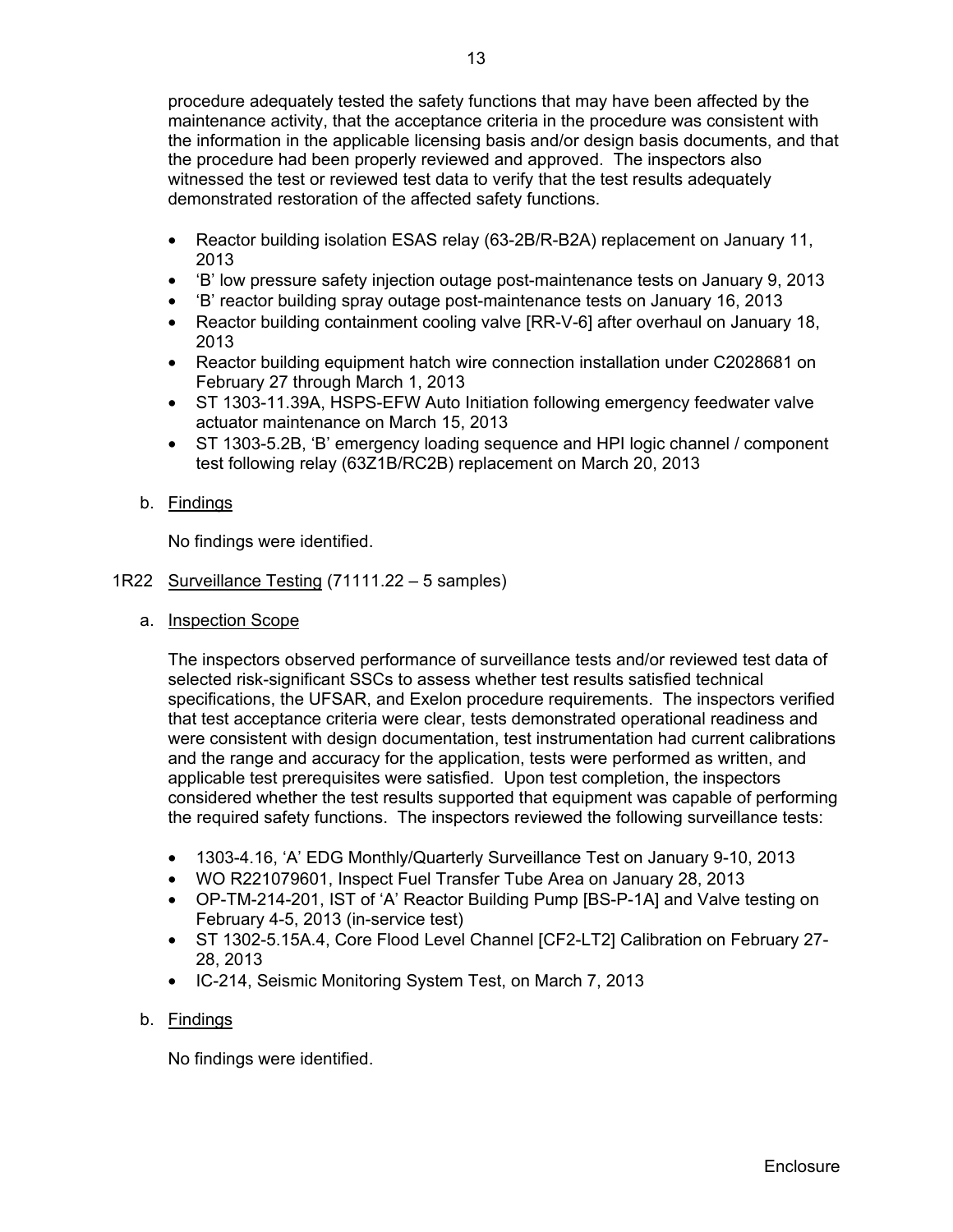procedure adequately tested the safety functions that may have been affected by the maintenance activity, that the acceptance criteria in the procedure was consistent with the information in the applicable licensing basis and/or design basis documents, and that the procedure had been properly reviewed and approved. The inspectors also witnessed the test or reviewed test data to verify that the test results adequately demonstrated restoration of the affected safety functions.

- Reactor building isolation ESAS relay (63-2B/R-B2A) replacement on January 11, 2013
- 'B' low pressure safety injection outage post-maintenance tests on January 9, 2013
- 'B' reactor building spray outage post-maintenance tests on January 16, 2013
- Reactor building containment cooling valve [RR-V-6] after overhaul on January 18, 2013
- Reactor building equipment hatch wire connection installation under C2028681 on February 27 through March 1, 2013
- ST 1303-11.39A, HSPS-EFW Auto Initiation following emergency feedwater valve actuator maintenance on March 15, 2013
- ST 1303-5.2B, 'B' emergency loading sequence and HPI logic channel / component test following relay (63Z1B/RC2B) replacement on March 20, 2013

b. Findings

No findings were identified.

## 1R22 Surveillance Testing (71111.22 – 5 samples)

a. Inspection Scope

The inspectors observed performance of surveillance tests and/or reviewed test data of selected risk-significant SSCs to assess whether test results satisfied technical specifications, the UFSAR, and Exelon procedure requirements. The inspectors verified that test acceptance criteria were clear, tests demonstrated operational readiness and were consistent with design documentation, test instrumentation had current calibrations and the range and accuracy for the application, tests were performed as written, and applicable test prerequisites were satisfied. Upon test completion, the inspectors considered whether the test results supported that equipment was capable of performing the required safety functions. The inspectors reviewed the following surveillance tests:

- 1303-4.16, 'A' EDG Monthly/Quarterly Surveillance Test on January 9-10, 2013
- WO R221079601, Inspect Fuel Transfer Tube Area on January 28, 2013
- OP-TM-214-201, IST of 'A' Reactor Building Pump [BS-P-1A] and Valve testing on February 4-5, 2013 (in-service test)
- ST 1302-5.15A.4, Core Flood Level Channel [CF2-LT2] Calibration on February 27-28, 2013
- IC-214, Seismic Monitoring System Test, on March 7, 2013

b. Findings

No findings were identified.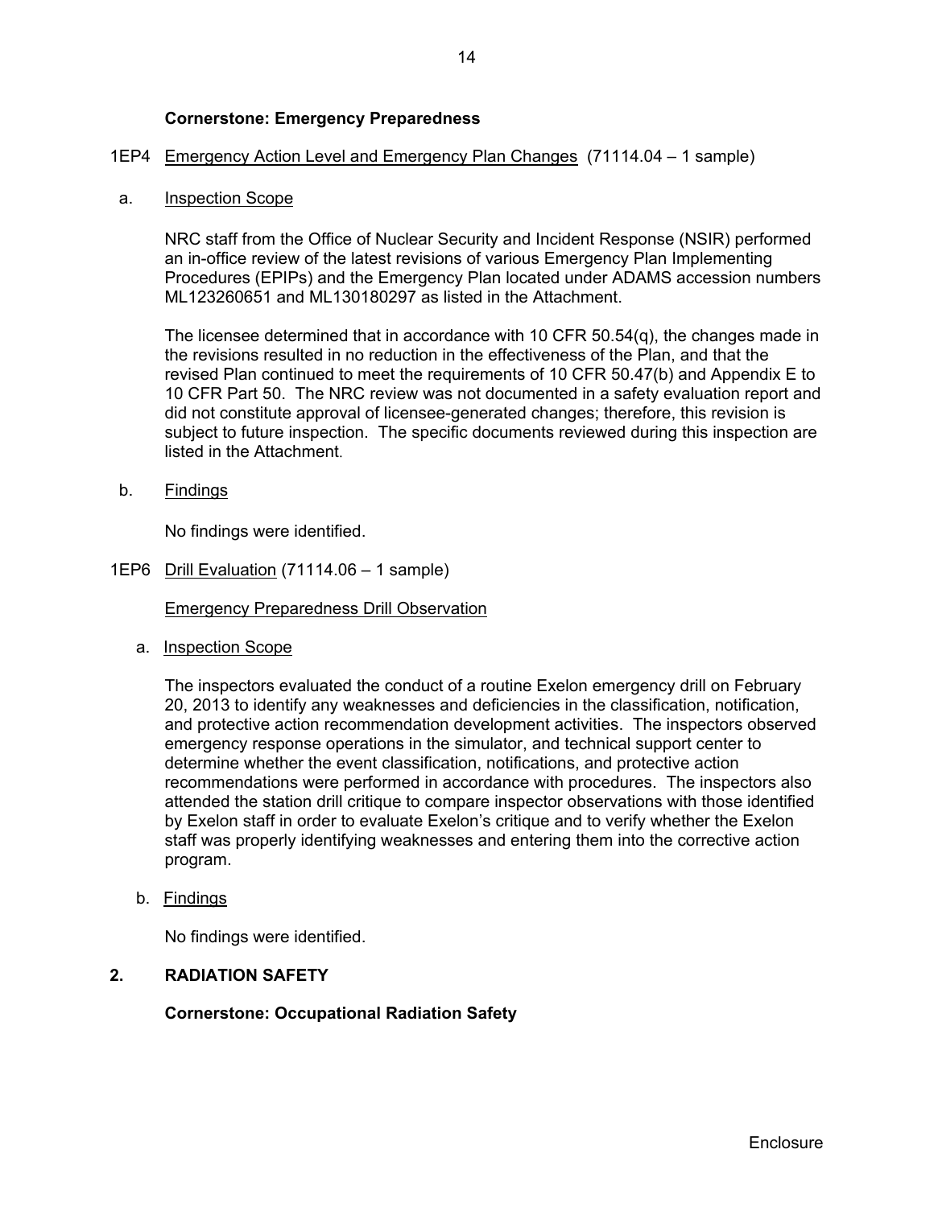**Cornerstone: Emergency Preparedness**

1EP4 Emergency Action Level and Emergency Plan Changes (71114.04 – 1 sample)

a. Inspection Scope

NRC staff from the Office of Nuclear Security and Incident Response (NSIR) performed an in-office review of the latest revisions of various Emergency Plan Implementing Procedures (EPIPs) and the Emergency Plan located under ADAMS accession numbers ML123260651 and ML130180297 as listed in the Attachment.

The licensee determined that in accordance with 10 CFR 50.54(q), the changes made in the revisions resulted in no reduction in the effectiveness of the Plan, and that the revised Plan continued to meet the requirements of 10 CFR 50.47(b) and Appendix E to 10 CFR Part 50. The NRC review was not documented in a safety evaluation report and did not constitute approval of licensee-generated changes; therefore, this revision is subject to future inspection. The specific documents reviewed during this inspection are listed in the Attachment.

b. Findings

No findings were identified.

1EP6 Drill Evaluation (71114.06 – 1 sample)

Emergency Preparedness Drill Observation

a. Inspection Scope

The inspectors evaluated the conduct of a routine Exelon emergency drill on February 20, 2013 to identify any weaknesses and deficiencies in the classification, notification, and protective action recommendation development activities. The inspectors observed emergency response operations in the simulator, and technical support center to determine whether the event classification, notifications, and protective action recommendations were performed in accordance with procedures. The inspectors also attended the station drill critique to compare inspector observations with those identified by Exelon staff in order to evaluate Exelon's critique and to verify whether the Exelon staff was properly identifying weaknesses and entering them into the corrective action program.

b. Findings

No findings were identified.

## 2. RADIATION SAFETY

**Cornerstone: Occupational Radiation Safety**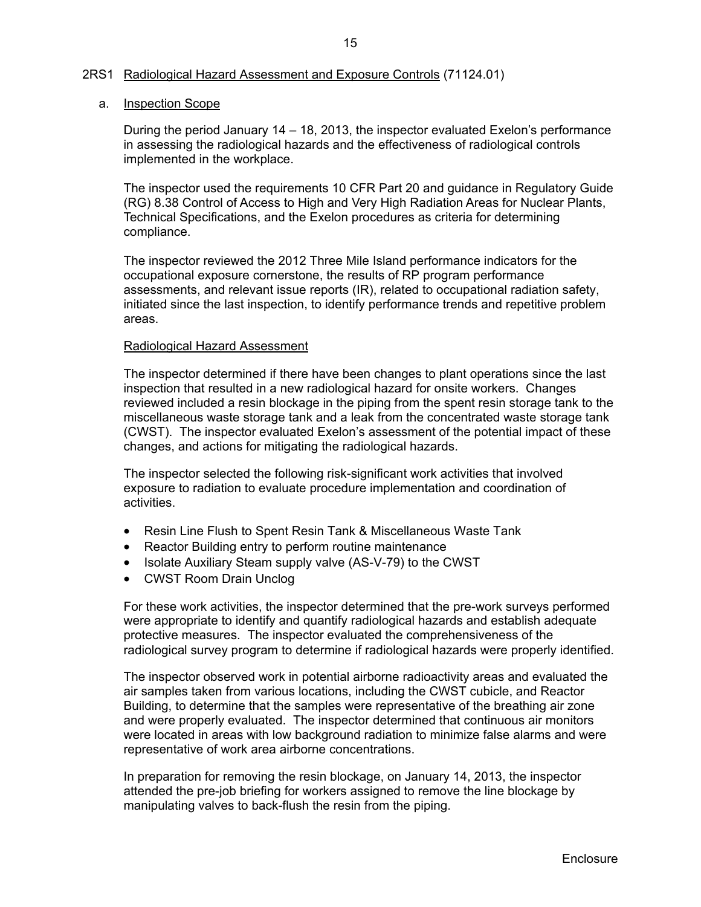## 2RS1 Radiological Hazard Assessment and Exposure Controls (71124.01)

### a. Inspection Scope

During the period January 14 – 18, 2013, the inspector evaluated Exelon's performance in assessing the radiological hazards and the effectiveness of radiological controls implemented in the workplace.

The inspector used the requirements 10 CFR Part 20 and guidance in Regulatory Guide (RG) 8.38 Control of Access to High and Very High Radiation Areas for Nuclear Plants, Technical Specifications, and the Exelon procedures as criteria for determining compliance.

The inspector reviewed the 2012 Three Mile Island performance indicators for the occupational exposure cornerstone, the results of RP program performance assessments, and relevant issue reports (IR), related to occupational radiation safety, initiated since the last inspection, to identify performance trends and repetitive problem areas.

Radiological Hazard Assessment

The inspector determined if there have been changes to plant operations since the last inspection that resulted in a new radiological hazard for onsite workers. Changes reviewed included a resin blockage in the piping from the spent resin storage tank to the miscellaneous waste storage tank and a leak from the concentrated waste storage tank (CWST). The inspector evaluated Exelon's assessment of the potential impact of these changes, and actions for mitigating the radiological hazards.

The inspector selected the following risk-significant work activities that involved exposure to radiation to evaluate procedure implementation and coordination of activities.

- Resin Line Flush to Spent Resin Tank & Miscellaneous Waste Tank
- Reactor Building entry to perform routine maintenance
- Isolate Auxiliary Steam supply valve (AS-V-79) to the CWST
- CWST Room Drain Unclog

For these work activities, the inspector determined that the pre-work surveys performed were appropriate to identify and quantify radiological hazards and establish adequate protective measures. The inspector evaluated the comprehensiveness of the radiological survey program to determine if radiological hazards were properly identified.

The inspector observed work in potential airborne radioactivity areas and evaluated the air samples taken from various locations, including the CWST cubicle, and Reactor Building, to determine that the samples were representative of the breathing air zone and were properly evaluated. The inspector determined that continuous air monitors were located in areas with low background radiation to minimize false alarms and were representative of work area airborne concentrations.

In preparation for removing the resin blockage, on January 14, 2013, the inspector attended the pre-job briefing for workers assigned to remove the line blockage by manipulating valves to back-flush the resin from the piping.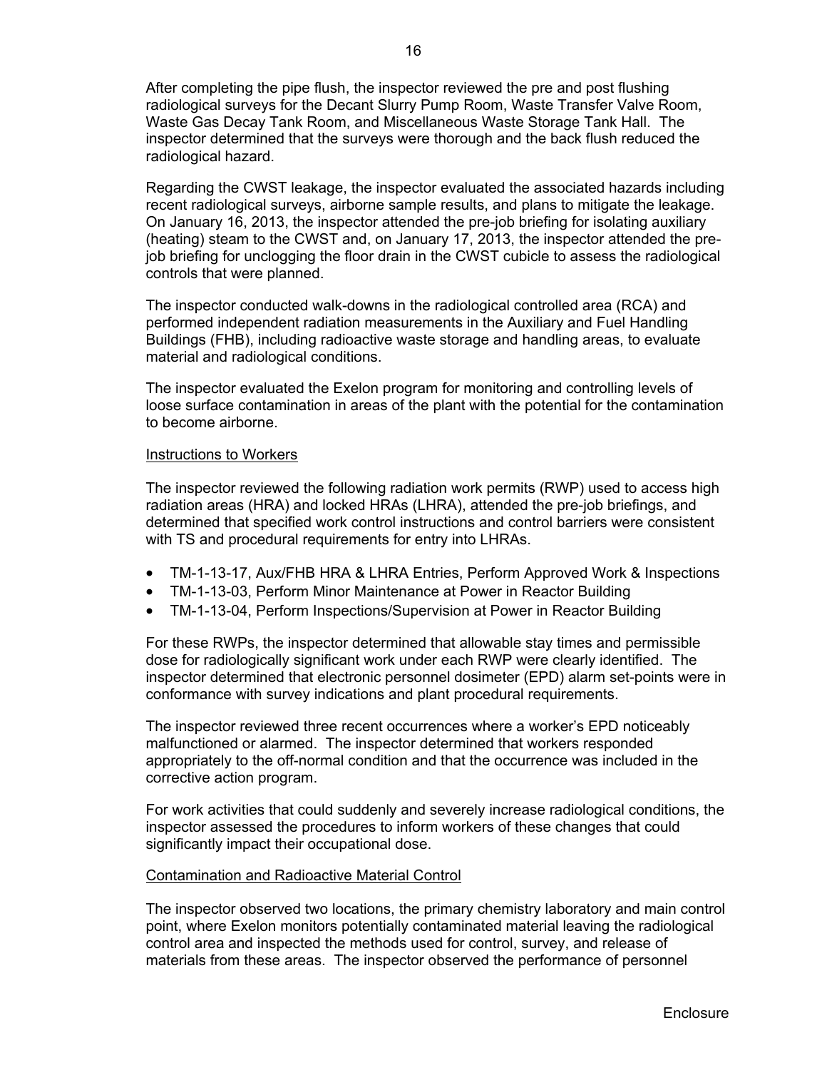After completing the pipe flush, the inspector reviewed the pre and post flushing radiological surveys for the Decant Slurry Pump Room, Waste Transfer Valve Room, Waste Gas Decay Tank Room, and Miscellaneous Waste Storage Tank Hall. The inspector determined that the surveys were thorough and the back flush reduced the radiological hazard.

Regarding the CWST leakage, the inspector evaluated the associated hazards including recent radiological surveys, airborne sample results, and plans to mitigate the leakage. On January 16, 2013, the inspector attended the pre-job briefing for isolating auxiliary (heating) steam to the CWST and, on January 17, 2013, the inspector attended the pre-job briefing for unclogging the floor drain in the CWST cubicle to assess the radiological controls that were planned.

The inspector conducted walk-downs in the radiological controlled area (RCA) and performed independent radiation measurements in the Auxiliary and Fuel Handling Buildings (FHB), including radioactive waste storage and handling areas, to evaluate material and radiological conditions.

The inspector evaluated the Exelon program for monitoring and controlling levels of loose surface contamination in areas of the plant with the potential for the contamination to become airborne.

Instructions to Workers

The inspector reviewed the following radiation work permits (RWP) used to access high radiation areas (HRA) and locked HRAs (LHRA), attended the pre-job briefings, and determined that specified work control instructions and control barriers were consistent with TS and procedural requirements for entry into LHRAs.

- TM-1-13-17, Aux/FHB HRA & LHRA Entries, Perform Approved Work & Inspections
- TM-1-13-03, Perform Minor Maintenance at Power in Reactor Building
- TM-1-13-04, Perform Inspections/Supervision at Power in Reactor Building

For these RWPs, the inspector determined that allowable stay times and permissible dose for radiologically significant work under each RWP were clearly identified. The inspector determined that electronic personnel dosimeter (EPD) alarm set-points were in conformance with survey indications and plant procedural requirements.

The inspector reviewed three recent occurrences where a worker's EPD noticeably malfunctioned or alarmed. The inspector determined that workers responded appropriately to the off-normal condition and that the occurrence was included in the corrective action program.

For work activities that could suddenly and severely increase radiological conditions, the inspector assessed the procedures to inform workers of these changes that could significantly impact their occupational dose.

Contamination and Radioactive Material Control

The inspector observed two locations, the primary chemistry laboratory and main control point, where Exelon monitors potentially contaminated material leaving the radiological control area and inspected the methods used for control, survey, and release of materials from these areas. The inspector observed the performance of personnel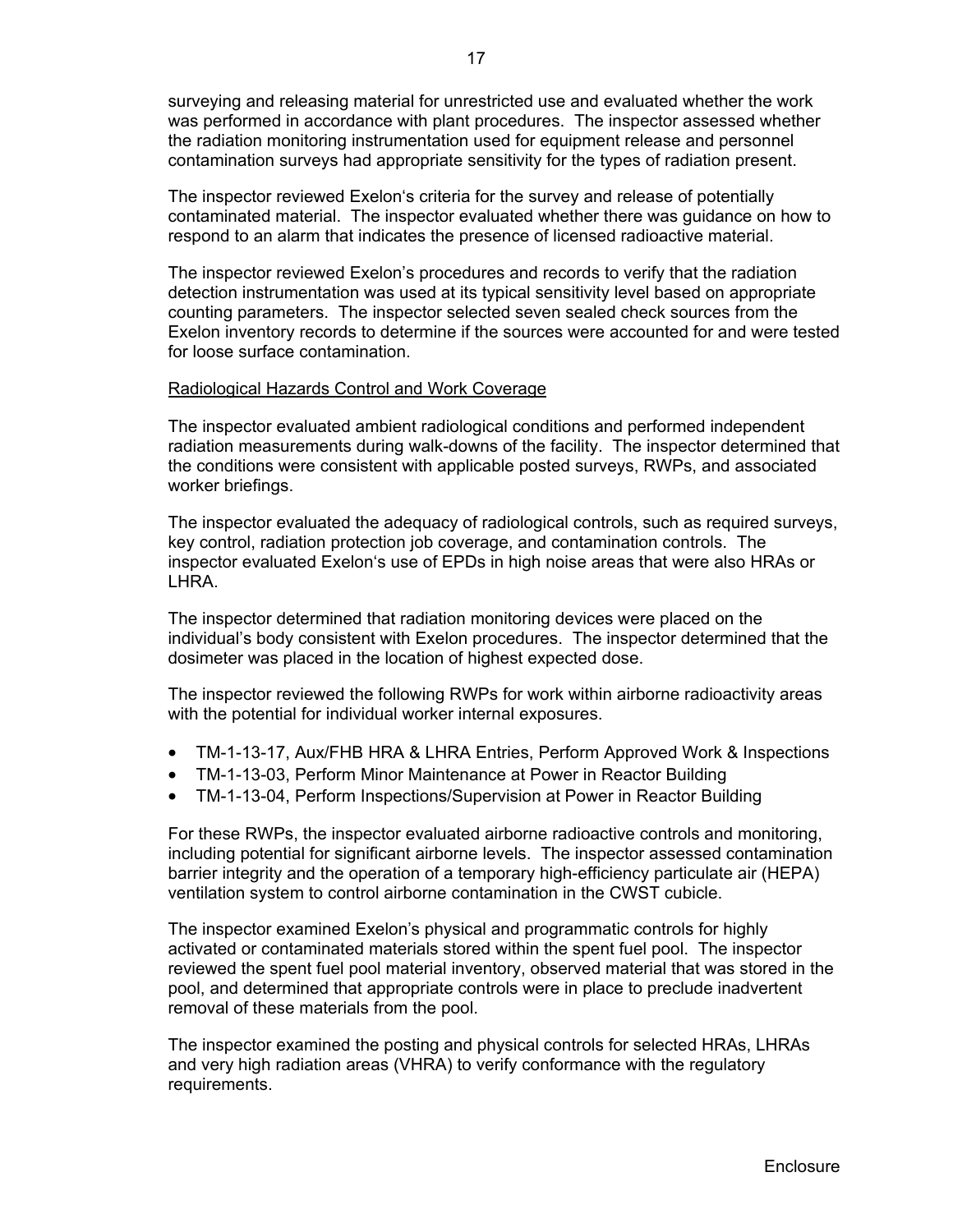surveying and releasing material for unrestricted use and evaluated whether the work was performed in accordance with plant procedures. The inspector assessed whether the radiation monitoring instrumentation used for equipment release and personnel contamination surveys had appropriate sensitivity for the types of radiation present.

The inspector reviewed Exelon's criteria for the survey and release of potentially contaminated material. The inspector evaluated whether there was guidance on how to respond to an alarm that indicates the presence of licensed radioactive material.

The inspector reviewed Exelon's procedures and records to verify that the radiation detection instrumentation was used at its typical sensitivity level based on appropriate counting parameters. The inspector selected seven sealed check sources from the Exelon inventory records to determine if the sources were accounted for and were tested for loose surface contamination.

Radiological Hazards Control and Work Coverage

The inspector evaluated ambient radiological conditions and performed independent radiation measurements during walk-downs of the facility. The inspector determined that the conditions were consistent with applicable posted surveys, RWPs, and associated worker briefings.

The inspector evaluated the adequacy of radiological controls, such as required surveys, key control, radiation protection job coverage, and contamination controls. The inspector evaluated Exelon's use of EPDs in high noise areas that were also HRAs or LHRA.

The inspector determined that radiation monitoring devices were placed on the individual's body consistent with Exelon procedures. The inspector determined that the dosimeter was placed in the location of highest expected dose.

The inspector reviewed the following RWPs for work within airborne radioactivity areas with the potential for individual worker internal exposures.

- TM-1-13-17, Aux/FHB HRA & LHRA Entries, Perform Approved Work & Inspections
- TM-1-13-03, Perform Minor Maintenance at Power in Reactor Building
- TM-1-13-04, Perform Inspections/Supervision at Power in Reactor Building

For these RWPs, the inspector evaluated airborne radioactive controls and monitoring, including potential for significant airborne levels. The inspector assessed contamination barrier integrity and the operation of a temporary high-efficiency particulate air (HEPA) ventilation system to control airborne contamination in the CWST cubicle.

The inspector examined Exelon's physical and programmatic controls for highly activated or contaminated materials stored within the spent fuel pool. The inspector reviewed the spent fuel pool material inventory, observed material that was stored in the pool, and determined that appropriate controls were in place to preclude inadvertent removal of these materials from the pool.

The inspector examined the posting and physical controls for selected HRAs, LHRAs and very high radiation areas (VHRA) to verify conformance with the regulatory requirements.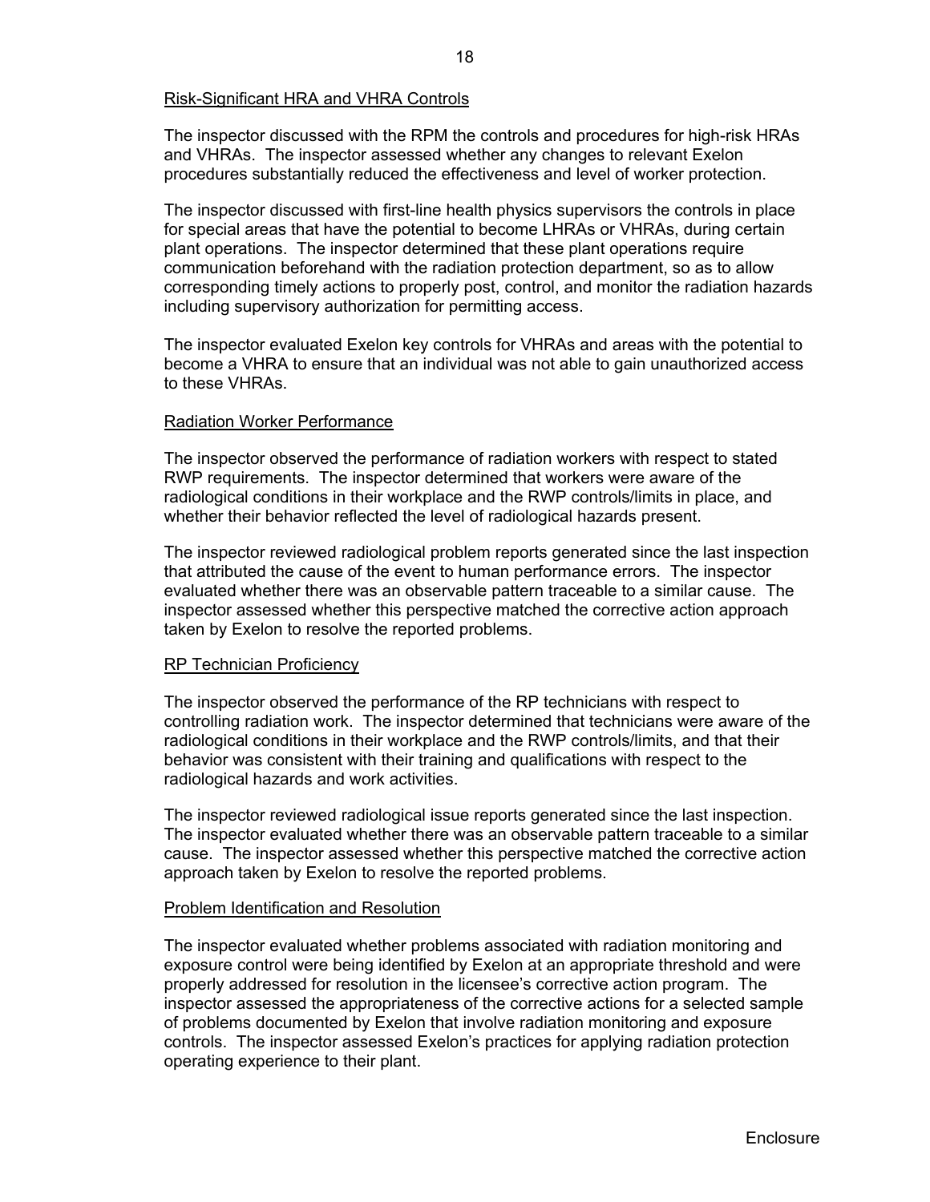Risk-Significant HRA and VHRA Controls

The inspector discussed with the RPM the controls and procedures for high-risk HRAs and VHRAs. The inspector assessed whether any changes to relevant Exelon procedures substantially reduced the effectiveness and level of worker protection.

The inspector discussed with first-line health physics supervisors the controls in place for special areas that have the potential to become LHRAs or VHRAs, during certain plant operations. The inspector determined that these plant operations require communication beforehand with the radiation protection department, so as to allow corresponding timely actions to properly post, control, and monitor the radiation hazards including supervisory authorization for permitting access.

The inspector evaluated Exelon key controls for VHRAs and areas with the potential to become a VHRA to ensure that an individual was not able to gain unauthorized access to these VHRAs.

Radiation Worker Performance

The inspector observed the performance of radiation workers with respect to stated RWP requirements. The inspector determined that workers were aware of the radiological conditions in their workplace and the RWP controls/limits in place, and whether their behavior reflected the level of radiological hazards present.

The inspector reviewed radiological problem reports generated since the last inspection that attributed the cause of the event to human performance errors. The inspector evaluated whether there was an observable pattern traceable to a similar cause. The inspector assessed whether this perspective matched the corrective action approach taken by Exelon to resolve the reported problems.

RP Technician Proficiency

The inspector observed the performance of the RP technicians with respect to controlling radiation work. The inspector determined that technicians were aware of the radiological conditions in their workplace and the RWP controls/limits, and that their behavior was consistent with their training and qualifications with respect to the radiological hazards and work activities.

The inspector reviewed radiological issue reports generated since the last inspection. The inspector evaluated whether there was an observable pattern traceable to a similar cause. The inspector assessed whether this perspective matched the corrective action approach taken by Exelon to resolve the reported problems.

Problem Identification and Resolution

The inspector evaluated whether problems associated with radiation monitoring and exposure control were being identified by Exelon at an appropriate threshold and were properly addressed for resolution in the licensee's corrective action program. The inspector assessed the appropriateness of the corrective actions for a selected sample of problems documented by Exelon that involve radiation monitoring and exposure controls. The inspector assessed Exelon's practices for applying radiation protection operating experience to their plant.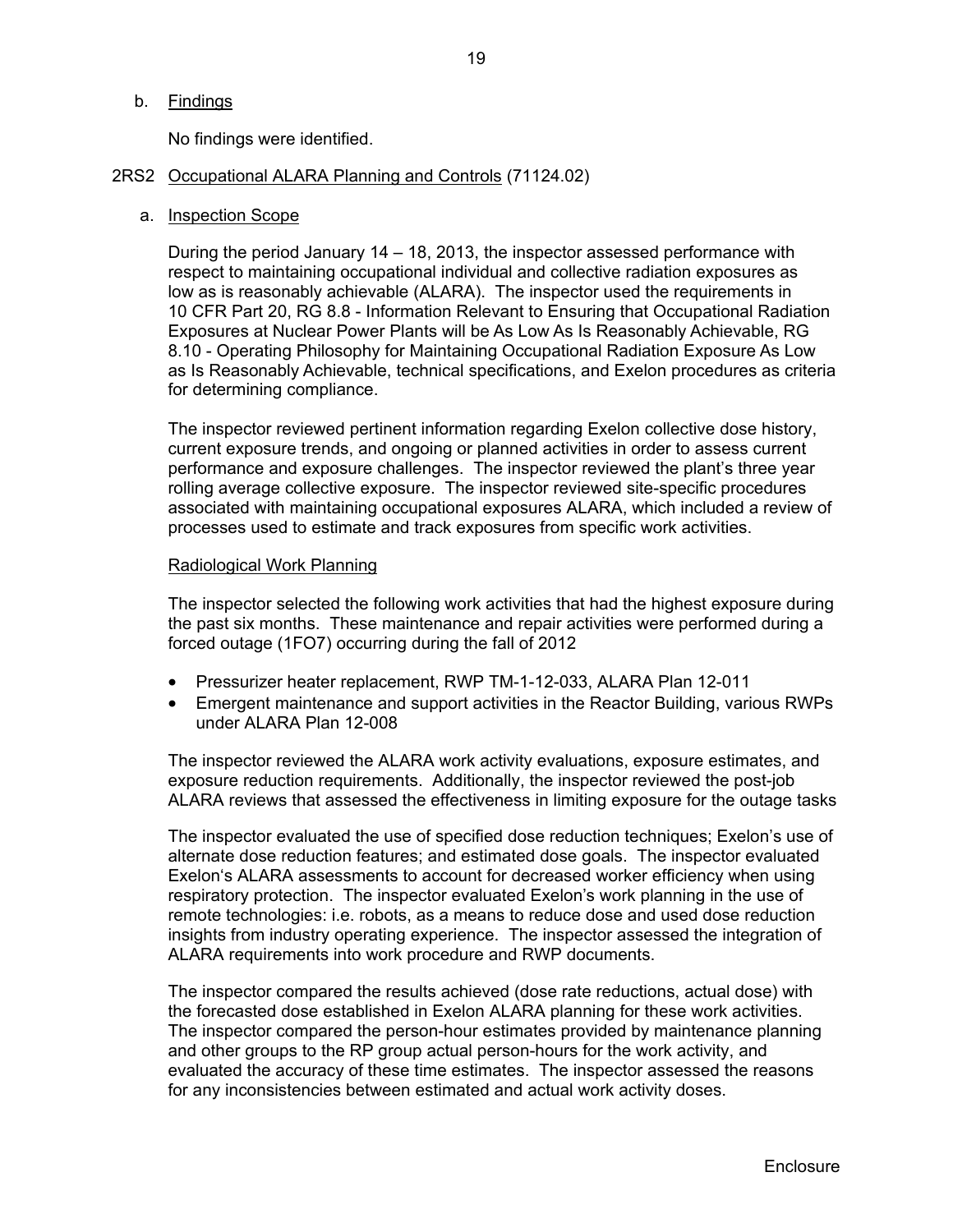b. Findings

No findings were identified.

## 2RS2 Occupational ALARA Planning and Controls (71124.02)

a. Inspection Scope

During the period January 14 – 18, 2013, the inspector assessed performance with respect to maintaining occupational individual and collective radiation exposures as low as is reasonably achievable (ALARA). The inspector used the requirements in 10 CFR Part 20, RG 8.8 - Information Relevant to Ensuring that Occupational Radiation Exposures at Nuclear Power Plants will be As Low As Is Reasonably Achievable, RG 8.10 - Operating Philosophy for Maintaining Occupational Radiation Exposure As Low as Is Reasonably Achievable, technical specifications, and Exelon procedures as criteria for determining compliance.

The inspector reviewed pertinent information regarding Exelon collective dose history, current exposure trends, and ongoing or planned activities in order to assess current performance and exposure challenges. The inspector reviewed the plant's three year rolling average collective exposure. The inspector reviewed site-specific procedures associated with maintaining occupational exposures ALARA, which included a review of processes used to estimate and track exposures from specific work activities.

Radiological Work Planning

The inspector selected the following work activities that had the highest exposure during the past six months. These maintenance and repair activities were performed during a forced outage (1FO7) occurring during the fall of 2012

- Pressurizer heater replacement, RWP TM-1-12-033, ALARA Plan 12-011
- Emergent maintenance and support activities in the Reactor Building, various RWPs under ALARA Plan 12-008

The inspector reviewed the ALARA work activity evaluations, exposure estimates, and exposure reduction requirements. Additionally, the inspector reviewed the post-job ALARA reviews that assessed the effectiveness in limiting exposure for the outage tasks

The inspector evaluated the use of specified dose reduction techniques; Exelon's use of alternate dose reduction features; and estimated dose goals. The inspector evaluated Exelon's ALARA assessments to account for decreased worker efficiency when using respiratory protection. The inspector evaluated Exelon's work planning in the use of remote technologies: i.e. robots, as a means to reduce dose and used dose reduction insights from industry operating experience. The inspector assessed the integration of ALARA requirements into work procedure and RWP documents.

The inspector compared the results achieved (dose rate reductions, actual dose) with the forecasted dose established in Exelon ALARA planning for these work activities. The inspector compared the person-hour estimates provided by maintenance planning and other groups to the RP group actual person-hours for the work activity, and evaluated the accuracy of these time estimates. The inspector assessed the reasons for any inconsistencies between estimated and actual work activity doses.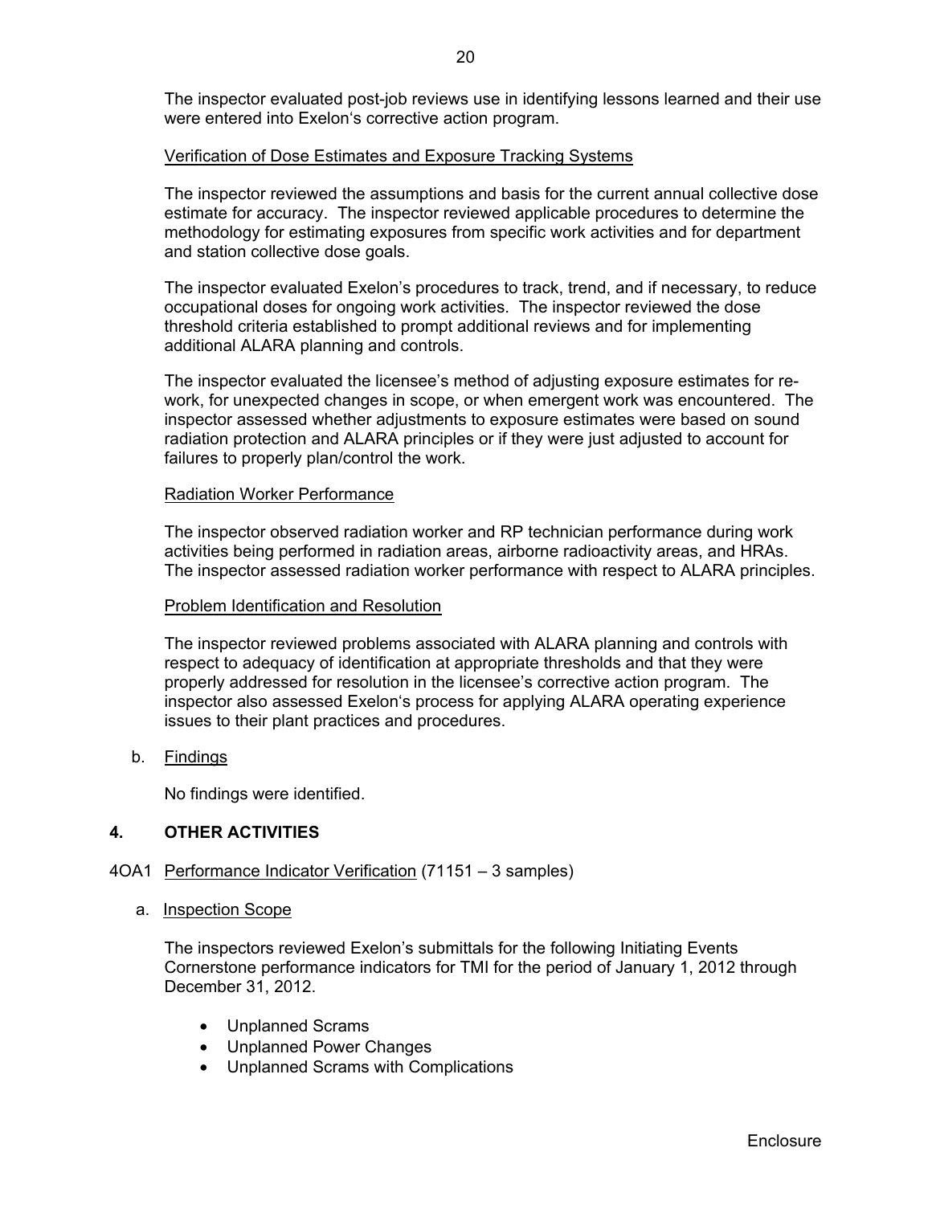The inspector evaluated post-job reviews use in identifying lessons learned and their use were entered into Exelon's corrective action program.

Verification of Dose Estimates and Exposure Tracking Systems

The inspector reviewed the assumptions and basis for the current annual collective dose estimate for accuracy. The inspector reviewed applicable procedures to determine the methodology for estimating exposures from specific work activities and for department and station collective dose goals.

The inspector evaluated Exelon's procedures to track, trend, and if necessary, to reduce occupational doses for ongoing work activities. The inspector reviewed the dose threshold criteria established to prompt additional reviews and for implementing additional ALARA planning and controls.

The inspector evaluated the licensee's method of adjusting exposure estimates for re-work, for unexpected changes in scope, or when emergent work was encountered. The inspector assessed whether adjustments to exposure estimates were based on sound radiation protection and ALARA principles or if they were just adjusted to account for failures to properly plan/control the work.

Radiation Worker Performance

The inspector observed radiation worker and RP technician performance during work activities being performed in radiation areas, airborne radioactivity areas, and HRAs. The inspector assessed radiation worker performance with respect to ALARA principles.

Problem Identification and Resolution

The inspector reviewed problems associated with ALARA planning and controls with respect to adequacy of identification at appropriate thresholds and that they were properly addressed for resolution in the licensee's corrective action program. The inspector also assessed Exelon's process for applying ALARA operating experience issues to their plant practices and procedures.

b. Findings

No findings were identified.

## 4. OTHER ACTIVITIES

4OA1 Performance Indicator Verification (71151 – 3 samples)

a. Inspection Scope

The inspectors reviewed Exelon's submittals for the following Initiating Events Cornerstone performance indicators for TMI for the period of January 1, 2012 through December 31, 2012.

- Unplanned Scrams
- Unplanned Power Changes
- Unplanned Scrams with Complications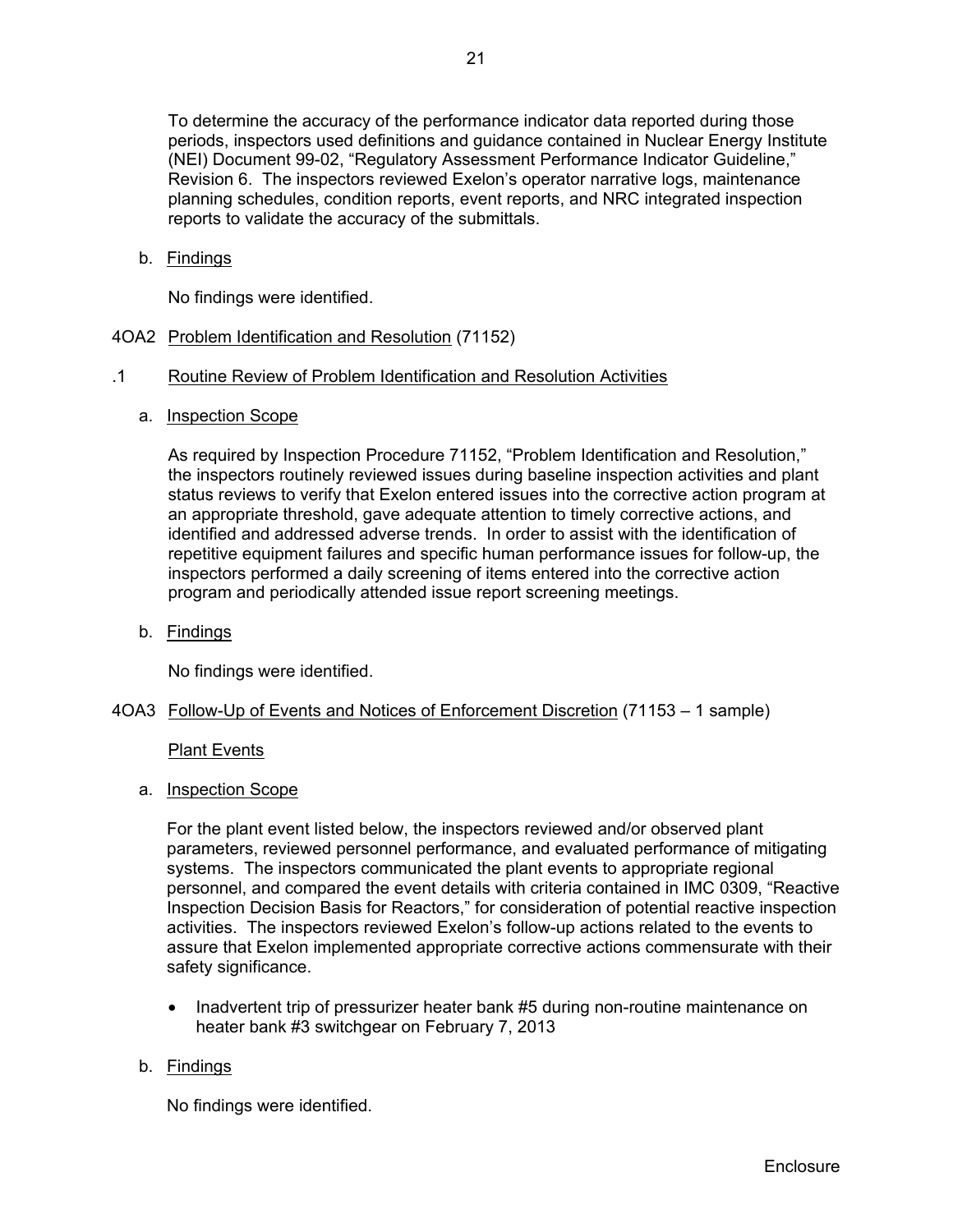To determine the accuracy of the performance indicator data reported during those periods, inspectors used definitions and guidance contained in Nuclear Energy Institute (NEI) Document 99-02, "Regulatory Assessment Performance Indicator Guideline," Revision 6. The inspectors reviewed Exelon's operator narrative logs, maintenance planning schedules, condition reports, event reports, and NRC integrated inspection reports to validate the accuracy of the submittals.

b. Findings

No findings were identified.

## 4OA2 Problem Identification and Resolution (71152)

### .1 Routine Review of Problem Identification and Resolution Activities

a. Inspection Scope

As required by Inspection Procedure 71152, "Problem Identification and Resolution," the inspectors routinely reviewed issues during baseline inspection activities and plant status reviews to verify that Exelon entered issues into the corrective action program at an appropriate threshold, gave adequate attention to timely corrective actions, and identified and addressed adverse trends. In order to assist with the identification of repetitive equipment failures and specific human performance issues for follow-up, the inspectors performed a daily screening of items entered into the corrective action program and periodically attended issue report screening meetings.

b. Findings

No findings were identified.

## 4OA3 Follow-Up of Events and Notices of Enforcement Discretion (71153 – 1 sample)

### Plant Events

a. Inspection Scope

For the plant event listed below, the inspectors reviewed and/or observed plant parameters, reviewed personnel performance, and evaluated performance of mitigating systems. The inspectors communicated the plant events to appropriate regional personnel, and compared the event details with criteria contained in IMC 0309, "Reactive Inspection Decision Basis for Reactors," for consideration of potential reactive inspection activities. The inspectors reviewed Exelon's follow-up actions related to the events to assure that Exelon implemented appropriate corrective actions commensurate with their safety significance.

- Inadvertent trip of pressurizer heater bank #5 during non-routine maintenance on heater bank #3 switchgear on February 7, 2013

b. Findings

No findings were identified.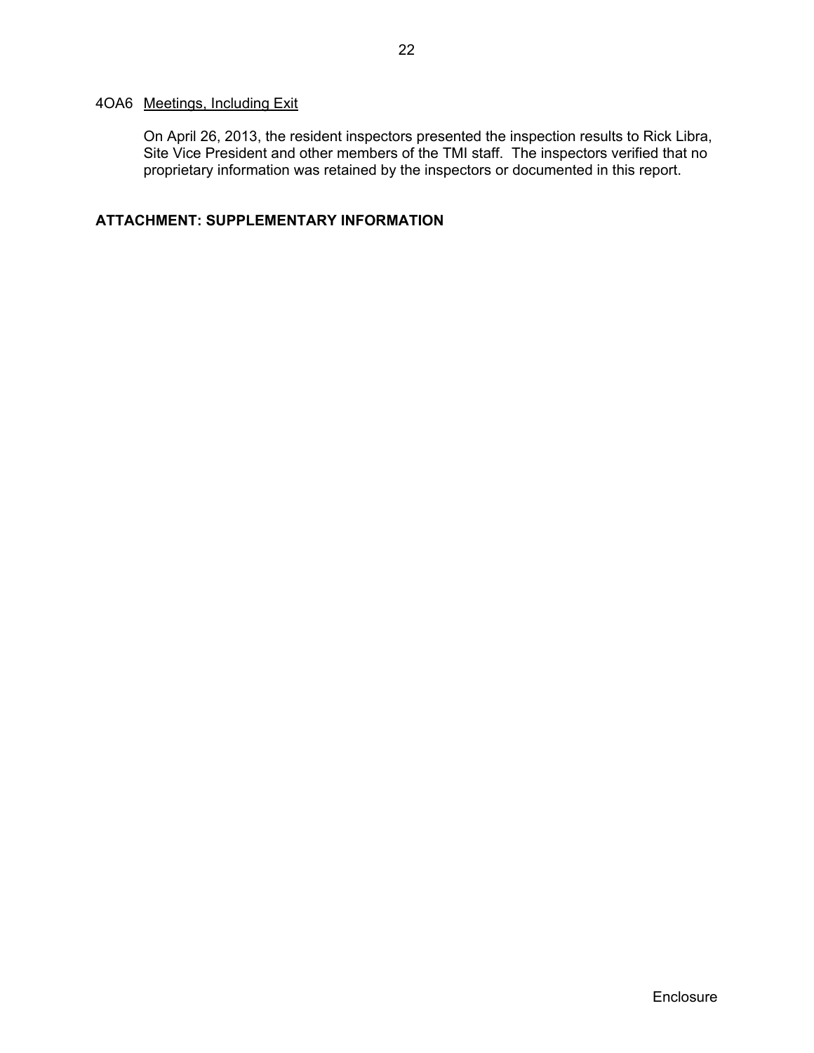4OA6 Meetings, Including Exit

On April 26, 2013, the resident inspectors presented the inspection results to Rick Libra, Site Vice President and other members of the TMI staff. The inspectors verified that no proprietary information was retained by the inspectors or documented in this report.

**ATTACHMENT: SUPPLEMENTARY INFORMATION**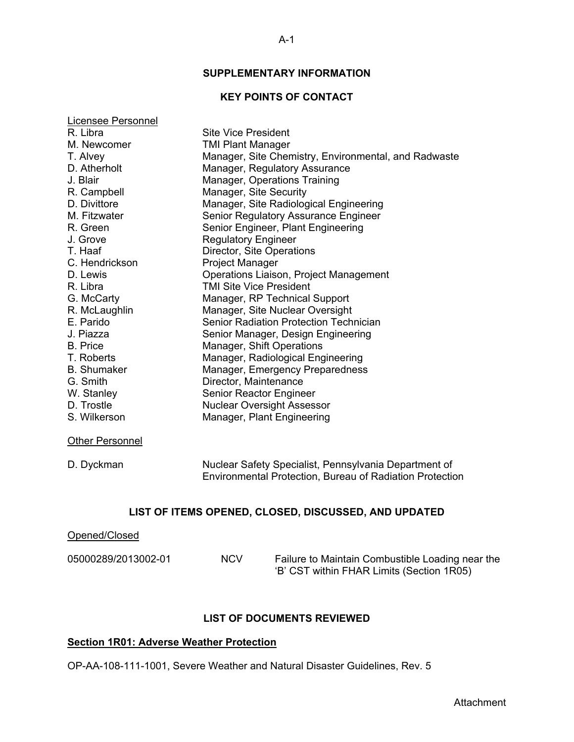## SUPPLEMENTARY INFORMATION

### KEY POINTS OF CONTACT

Licensee Personnel

| | |
|---|---|
| R. Libra | Site Vice President |
| M. Newcomer | TMI Plant Manager |
| T. Alvey | Manager, Site Chemistry, Environmental, and Radwaste |
| D. Atherholt | Manager, Regulatory Assurance |
| J. Blair | Manager, Operations Training |
| R. Campbell | Manager, Site Security |
| D. Divittore | Manager, Site Radiological Engineering |
| M. Fitzwater | Senior Regulatory Assurance Engineer |
| R. Green | Senior Engineer, Plant Engineering |
| J. Grove | Regulatory Engineer |
| T. Haaf | Director, Site Operations |
| C. Hendrickson | Project Manager |
| D. Lewis | Operations Liaison, Project Management |
| R. Libra | TMI Site Vice President |
| G. McCarty | Manager, RP Technical Support |
| R. McLaughlin | Manager, Site Nuclear Oversight |
| E. Parido | Senior Radiation Protection Technician |
| J. Piazza | Senior Manager, Design Engineering |
| B. Price | Manager, Shift Operations |
| T. Roberts | Manager, Radiological Engineering |
| B. Shumaker | Manager, Emergency Preparedness |
| G. Smith | Director, Maintenance |
| W. Stanley | Senior Reactor Engineer |
| D. Trostle | Nuclear Oversight Assessor |
| S. Wilkerson | Manager, Plant Engineering |

Other Personnel

| | |
|---|---|
| D. Dyckman | Nuclear Safety Specialist, Pennsylvania Department of Environmental Protection, Bureau of Radiation Protection |

### LIST OF ITEMS OPENED, CLOSED, DISCUSSED, AND UPDATED

Opened/Closed

| | | |
|---|---|---|
| 05000289/2013002-01 | NCV | Failure to Maintain Combustible Loading near the 'B' CST within FHAR Limits (Section 1R05) |

### LIST OF DOCUMENTS REVIEWED

**Section 1R01: Adverse Weather Protection**

OP-AA-108-111-1001, Severe Weather and Natural Disaster Guidelines, Rev. 5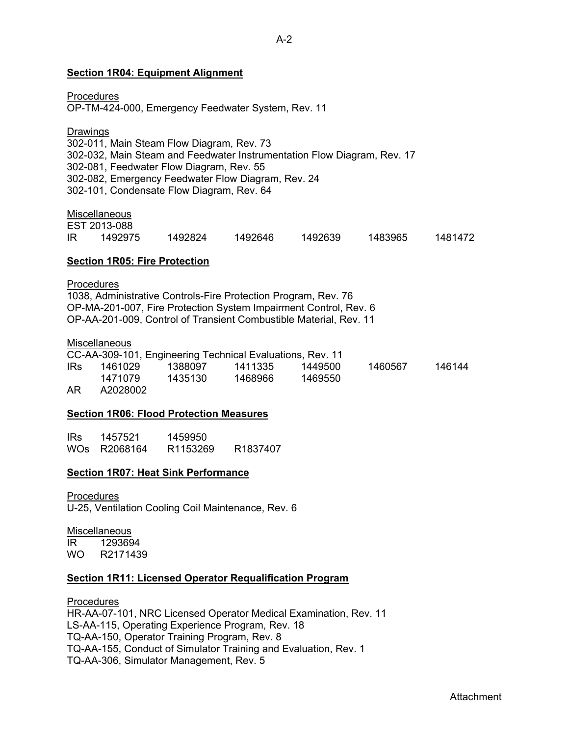**Section 1R04: Equipment Alignment**

Procedures
OP-TM-424-000, Emergency Feedwater System, Rev. 11

Drawings
302-011, Main Steam Flow Diagram, Rev. 73
302-032, Main Steam and Feedwater Instrumentation Flow Diagram, Rev. 17
302-081, Feedwater Flow Diagram, Rev. 55
302-082, Emergency Feedwater Flow Diagram, Rev. 24
302-101, Condensate Flow Diagram, Rev. 64

Miscellaneous
EST 2013-088

| | | | | | | |
|---|---|---|---|---|---|---|
| IR | 1492975 | 1492824 | 1492646 | 1492639 | 1483965 | 1481472 |

**Section 1R05: Fire Protection**

Procedures
1038, Administrative Controls-Fire Protection Program, Rev. 76
OP-MA-201-007, Fire Protection System Impairment Control, Rev. 6
OP-AA-201-009, Control of Transient Combustible Material, Rev. 11

Miscellaneous
CC-AA-309-101, Engineering Technical Evaluations, Rev. 11

| | | | | | | |
|---|---|---|---|---|---|---|
| IRs | 1461029 | 1388097 | 1411335 | 1449500 | 1460567 | 146144 |
| | 1471079 | 1435130 | 1468966 | 1469550 | | |
| AR | A2028002 | | | | | |

**Section 1R06: Flood Protection Measures**

| | | | |
|---|---|---|---|
| IRs | 1457521 | 1459950 | |
| WOs | R2068164 | R1153269 | R1837407 |

**Section 1R07: Heat Sink Performance**

Procedures
U-25, Ventilation Cooling Coil Maintenance, Rev. 6

Miscellaneous
IR 1293694
WO R2171439

**Section 1R11: Licensed Operator Requalification Program**

Procedures
HR-AA-07-101, NRC Licensed Operator Medical Examination, Rev. 11
LS-AA-115, Operating Experience Program, Rev. 18
TQ-AA-150, Operator Training Program, Rev. 8
TQ-AA-155, Conduct of Simulator Training and Evaluation, Rev. 1
TQ-AA-306, Simulator Management, Rev. 5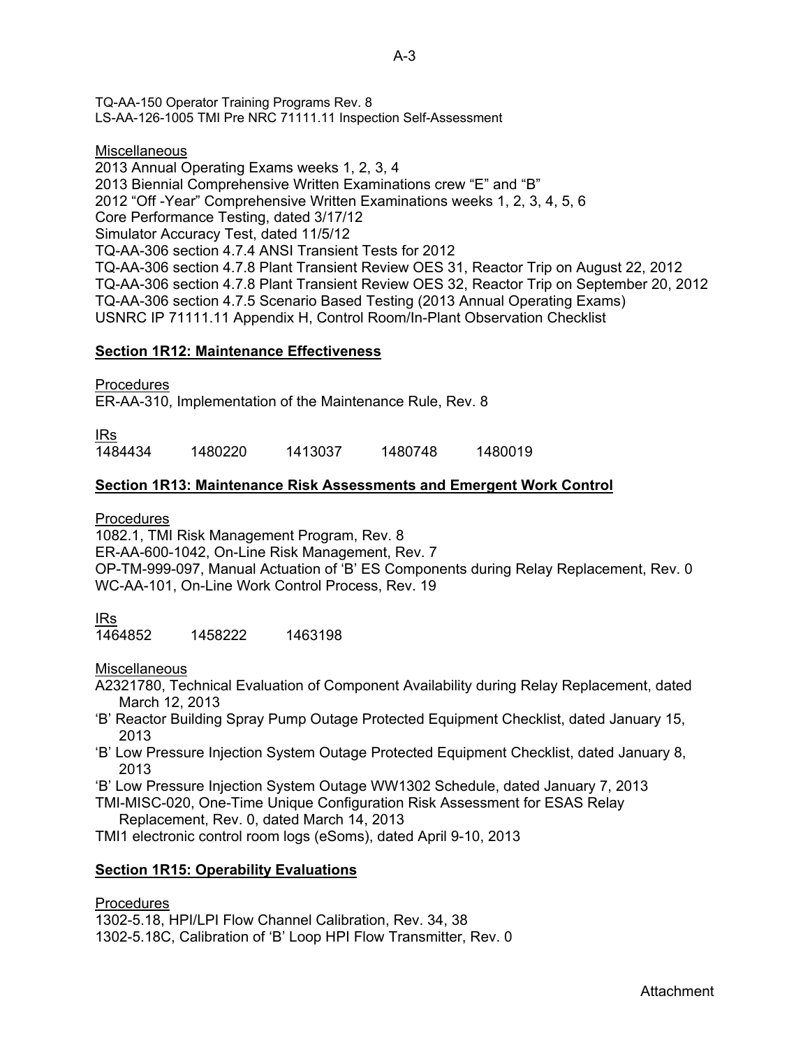TQ-AA-150 Operator Training Programs Rev. 8
LS-AA-126-1005 TMI Pre NRC 71111.11 Inspection Self-Assessment

Miscellaneous

2013 Annual Operating Exams weeks 1, 2, 3, 4
2013 Biennial Comprehensive Written Examinations crew "E" and "B"
2012 "Off -Year" Comprehensive Written Examinations weeks 1, 2, 3, 4, 5, 6
Core Performance Testing, dated 3/17/12
Simulator Accuracy Test, dated 11/5/12
TQ-AA-306 section 4.7.4 ANSI Transient Tests for 2012
TQ-AA-306 section 4.7.8 Plant Transient Review OES 31, Reactor Trip on August 22, 2012
TQ-AA-306 section 4.7.8 Plant Transient Review OES 32, Reactor Trip on September 20, 2012
TQ-AA-306 section 4.7.5 Scenario Based Testing (2013 Annual Operating Exams)
USNRC IP 71111.11 Appendix H, Control Room/In-Plant Observation Checklist

## Section 1R12: Maintenance Effectiveness

Procedures

ER-AA-310, Implementation of the Maintenance Rule, Rev. 8

IRs

1484434 1480220 1413037 1480748 1480019

## Section 1R13: Maintenance Risk Assessments and Emergent Work Control

Procedures

1082.1, TMI Risk Management Program, Rev. 8
ER-AA-600-1042, On-Line Risk Management, Rev. 7
OP-TM-999-097, Manual Actuation of 'B' ES Components during Relay Replacement, Rev. 0
WC-AA-101, On-Line Work Control Process, Rev. 19

IRs

1464852 1458222 1463198

Miscellaneous

A2321780, Technical Evaluation of Component Availability during Relay Replacement, dated March 12, 2013
'B' Reactor Building Spray Pump Outage Protected Equipment Checklist, dated January 15, 2013
'B' Low Pressure Injection System Outage Protected Equipment Checklist, dated January 8, 2013
'B' Low Pressure Injection System Outage WW1302 Schedule, dated January 7, 2013
TMI-MISC-020, One-Time Unique Configuration Risk Assessment for ESAS Relay Replacement, Rev. 0, dated March 14, 2013
TMI1 electronic control room logs (eSoms), dated April 9-10, 2013

## Section 1R15: Operability Evaluations

Procedures

1302-5.18, HPI/LPI Flow Channel Calibration, Rev. 34, 38
1302-5.18C, Calibration of 'B' Loop HPI Flow Transmitter, Rev. 0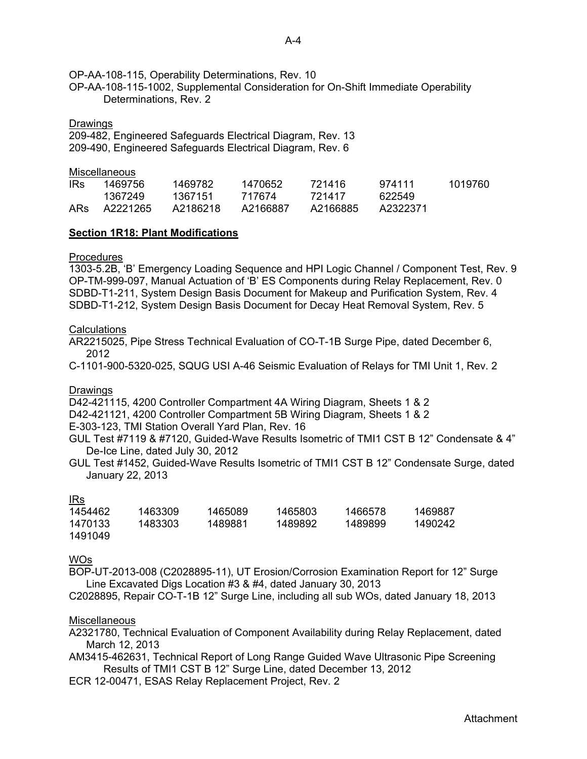OP-AA-108-115, Operability Determinations, Rev. 10

OP-AA-108-115-1002, Supplemental Consideration for On-Shift Immediate Operability Determinations, Rev. 2

Drawings

209-482, Engineered Safeguards Electrical Diagram, Rev. 13

209-490, Engineered Safeguards Electrical Diagram, Rev. 6

Miscellaneous

| | | | | | | |
|---|---|---|---|---|---|---|
| IRs | 1469756 | 1469782 | 1470652 | 721416 | 974111 | 1019760 |
| | 1367249 | 1367151 | 717674 | 721417 | 622549 | |
| ARs | A2221265 | A2186218 | A2166887 | A2166885 | A2322371 | |

**Section 1R18: Plant Modifications**

Procedures

1303-5.2B, 'B' Emergency Loading Sequence and HPI Logic Channel / Component Test, Rev. 9

OP-TM-999-097, Manual Actuation of 'B' ES Components during Relay Replacement, Rev. 0

SDBD-T1-211, System Design Basis Document for Makeup and Purification System, Rev. 4

SDBD-T1-212, System Design Basis Document for Decay Heat Removal System, Rev. 5

Calculations

AR2215025, Pipe Stress Technical Evaluation of CO-T-1B Surge Pipe, dated December 6, 2012

C-1101-900-5320-025, SQUG USI A-46 Seismic Evaluation of Relays for TMI Unit 1, Rev. 2

Drawings

D42-421115, 4200 Controller Compartment 4A Wiring Diagram, Sheets 1 & 2

D42-421121, 4200 Controller Compartment 5B Wiring Diagram, Sheets 1 & 2

E-303-123, TMI Station Overall Yard Plan, Rev. 16

GUL Test #7119 & #7120, Guided-Wave Results Isometric of TMI1 CST B 12" Condensate & 4" De-Ice Line, dated July 30, 2012

GUL Test #1452, Guided-Wave Results Isometric of TMI1 CST B 12" Condensate Surge, dated January 22, 2013

IRs

| | | | | | |
|---|---|---|---|---|---|
| 1454462 | 1463309 | 1465089 | 1465803 | 1466578 | 1469887 |
| 1470133 | 1483303 | 1489881 | 1489892 | 1489899 | 1490242 |
| 1491049 | | | | | |

WOs

BOP-UT-2013-008 (C2028895-11), UT Erosion/Corrosion Examination Report for 12" Surge Line Excavated Digs Location #3 & #4, dated January 30, 2013

C2028895, Repair CO-T-1B 12" Surge Line, including all sub WOs, dated January 18, 2013

Miscellaneous

A2321780, Technical Evaluation of Component Availability during Relay Replacement, dated March 12, 2013

AM3415-462631, Technical Report of Long Range Guided Wave Ultrasonic Pipe Screening Results of TMI1 CST B 12" Surge Line, dated December 13, 2012

ECR 12-00471, ESAS Relay Replacement Project, Rev. 2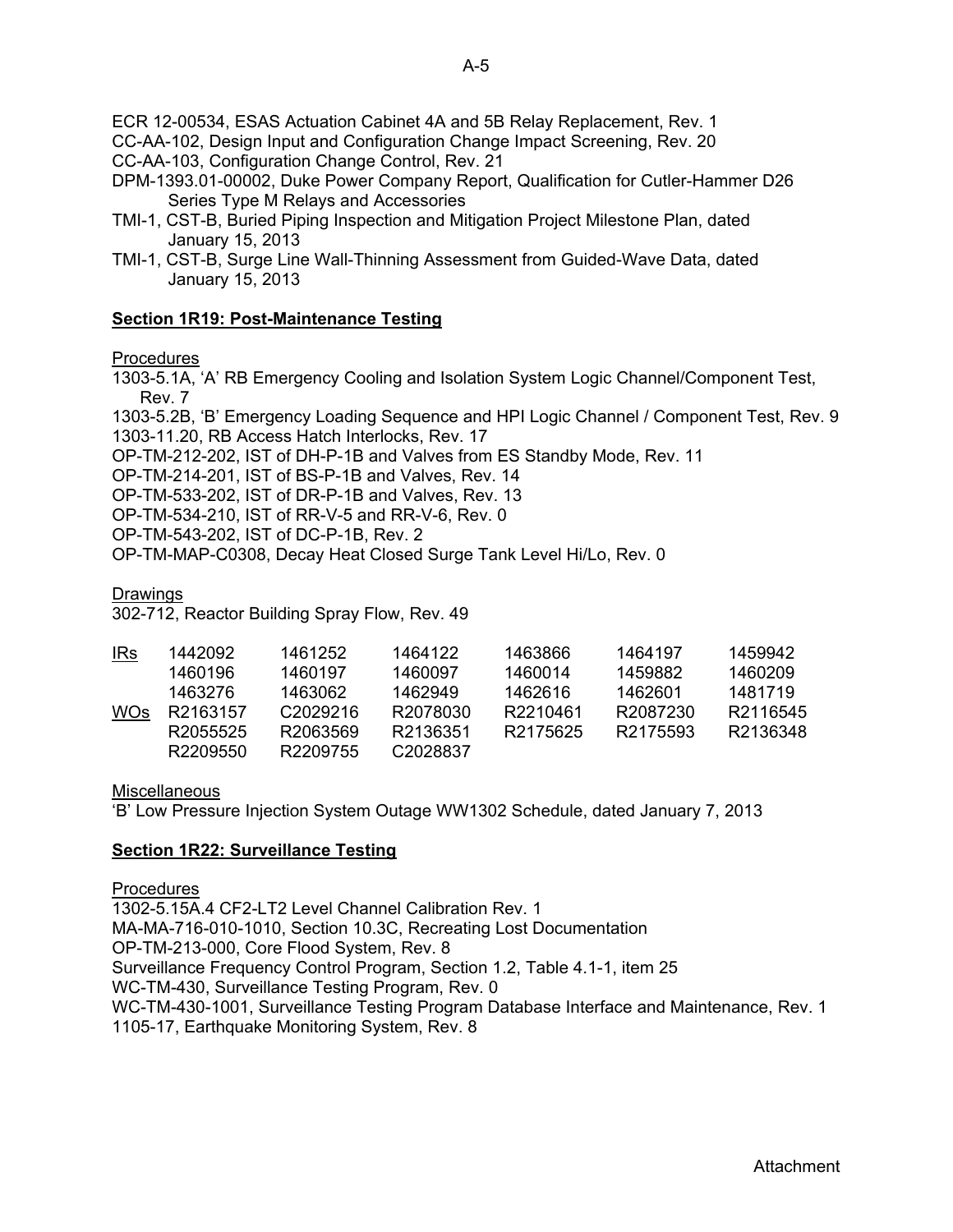ECR 12-00534, ESAS Actuation Cabinet 4A and 5B Relay Replacement, Rev. 1
CC-AA-102, Design Input and Configuration Change Impact Screening, Rev. 20
CC-AA-103, Configuration Change Control, Rev. 21
DPM-1393.01-00002, Duke Power Company Report, Qualification for Cutler-Hammer D26 Series Type M Relays and Accessories
TMI-1, CST-B, Buried Piping Inspection and Mitigation Project Milestone Plan, dated January 15, 2013
TMI-1, CST-B, Surge Line Wall-Thinning Assessment from Guided-Wave Data, dated January 15, 2013

**Section 1R19: Post-Maintenance Testing**

Procedures
1303-5.1A, 'A' RB Emergency Cooling and Isolation System Logic Channel/Component Test, Rev. 7
1303-5.2B, 'B' Emergency Loading Sequence and HPI Logic Channel / Component Test, Rev. 9
1303-11.20, RB Access Hatch Interlocks, Rev. 17
OP-TM-212-202, IST of DH-P-1B and Valves from ES Standby Mode, Rev. 11
OP-TM-214-201, IST of BS-P-1B and Valves, Rev. 14
OP-TM-533-202, IST of DR-P-1B and Valves, Rev. 13
OP-TM-534-210, IST of RR-V-5 and RR-V-6, Rev. 0
OP-TM-543-202, IST of DC-P-1B, Rev. 2
OP-TM-MAP-C0308, Decay Heat Closed Surge Tank Level Hi/Lo, Rev. 0

Drawings
302-712, Reactor Building Spray Flow, Rev. 49

| | | | | | | |
|---|---|---|---|---|---|---|
| IRs | 1442092 | 1461252 | 1464122 | 1463866 | 1464197 | 1459942 |
| | 1460196 | 1460197 | 1460097 | 1460014 | 1459882 | 1460209 |
| | 1463276 | 1463062 | 1462949 | 1462616 | 1462601 | 1481719 |
| WOs | R2163157 | C2029216 | R2078030 | R2210461 | R2087230 | R2116545 |
| | R2055525 | R2063569 | R2136351 | R2175625 | R2175593 | R2136348 |
| | R2209550 | R2209755 | C2028837 | | | |

Miscellaneous
'B' Low Pressure Injection System Outage WW1302 Schedule, dated January 7, 2013

**Section 1R22: Surveillance Testing**

Procedures
1302-5.15A.4 CF2-LT2 Level Channel Calibration Rev. 1
MA-MA-716-010-1010, Section 10.3C, Recreating Lost Documentation
OP-TM-213-000, Core Flood System, Rev. 8
Surveillance Frequency Control Program, Section 1.2, Table 4.1-1, item 25
WC-TM-430, Surveillance Testing Program, Rev. 0
WC-TM-430-1001, Surveillance Testing Program Database Interface and Maintenance, Rev. 1
1105-17, Earthquake Monitoring System, Rev. 8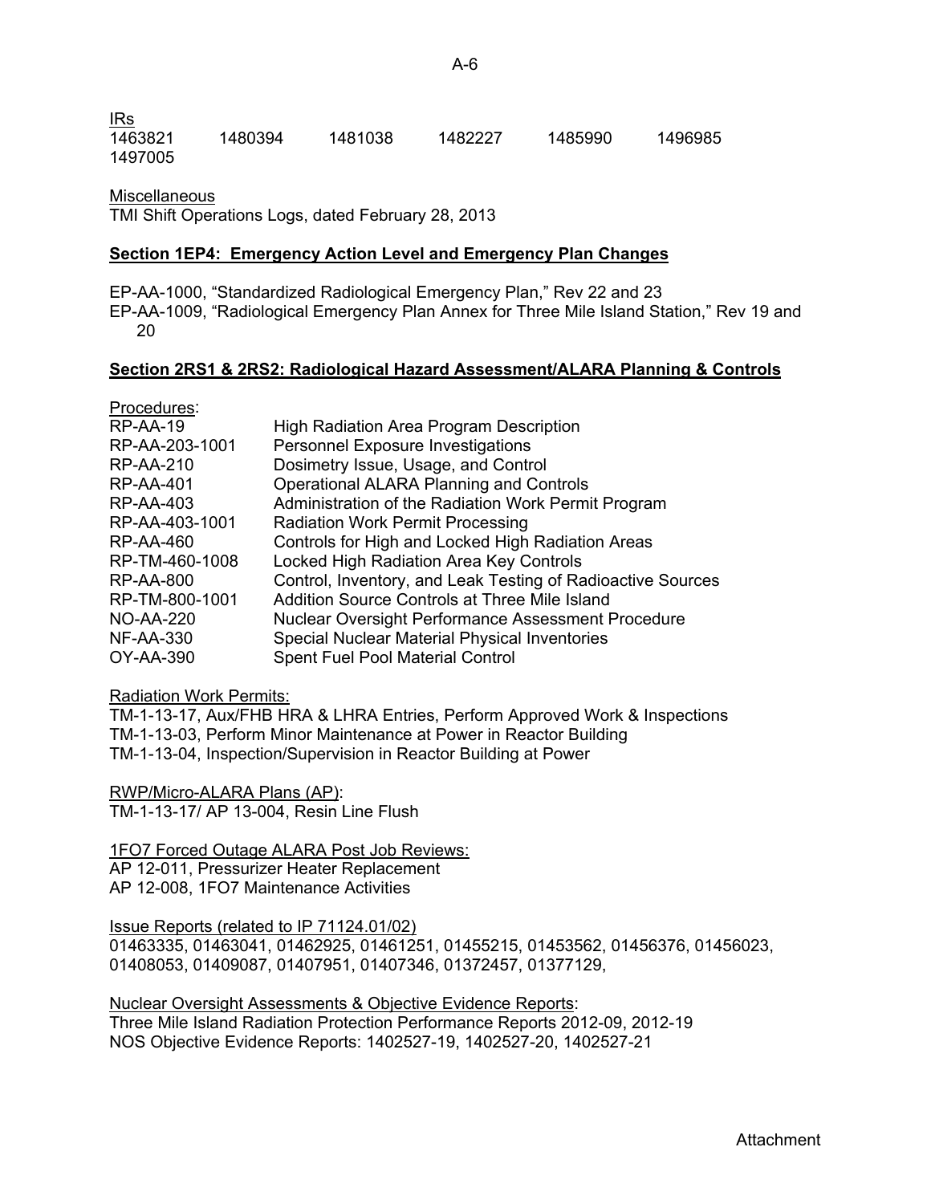IRs

| | | | | | |
|---|---|---|---|---|---|
| 1463821 | 1480394 | 1481038 | 1482227 | 1485990 | 1496985 |
| 1497005 | | | | | |

Miscellaneous

TMI Shift Operations Logs, dated February 28, 2013

**Section 1EP4: Emergency Action Level and Emergency Plan Changes**

EP-AA-1000, "Standardized Radiological Emergency Plan," Rev 22 and 23
EP-AA-1009, "Radiological Emergency Plan Annex for Three Mile Island Station," Rev 19 and 20

**Section 2RS1 & 2RS2: Radiological Hazard Assessment/ALARA Planning & Controls**

Procedures:

| | |
|---|---|
| RP-AA-19 | High Radiation Area Program Description |
| RP-AA-203-1001 | Personnel Exposure Investigations |
| RP-AA-210 | Dosimetry Issue, Usage, and Control |
| RP-AA-401 | Operational ALARA Planning and Controls |
| RP-AA-403 | Administration of the Radiation Work Permit Program |
| RP-AA-403-1001 | Radiation Work Permit Processing |
| RP-AA-460 | Controls for High and Locked High Radiation Areas |
| RP-TM-460-1008 | Locked High Radiation Area Key Controls |
| RP-AA-800 | Control, Inventory, and Leak Testing of Radioactive Sources |
| RP-TM-800-1001 | Addition Source Controls at Three Mile Island |
| NO-AA-220 | Nuclear Oversight Performance Assessment Procedure |
| NF-AA-330 | Special Nuclear Material Physical Inventories |
| OY-AA-390 | Spent Fuel Pool Material Control |

Radiation Work Permits:

TM-1-13-17, Aux/FHB HRA & LHRA Entries, Perform Approved Work & Inspections
TM-1-13-03, Perform Minor Maintenance at Power in Reactor Building
TM-1-13-04, Inspection/Supervision in Reactor Building at Power

RWP/Micro-ALARA Plans (AP):

TM-1-13-17/ AP 13-004, Resin Line Flush

1FO7 Forced Outage ALARA Post Job Reviews:

AP 12-011, Pressurizer Heater Replacement
AP 12-008, 1FO7 Maintenance Activities

Issue Reports (related to IP 71124.01/02)

01463335, 01463041, 01462925, 01461251, 01455215, 01453562, 01456376, 01456023, 01408053, 01409087, 01407951, 01407346, 01372457, 01377129,

Nuclear Oversight Assessments & Objective Evidence Reports:

Three Mile Island Radiation Protection Performance Reports 2012-09, 2012-19
NOS Objective Evidence Reports: 1402527-19, 1402527-20, 1402527-21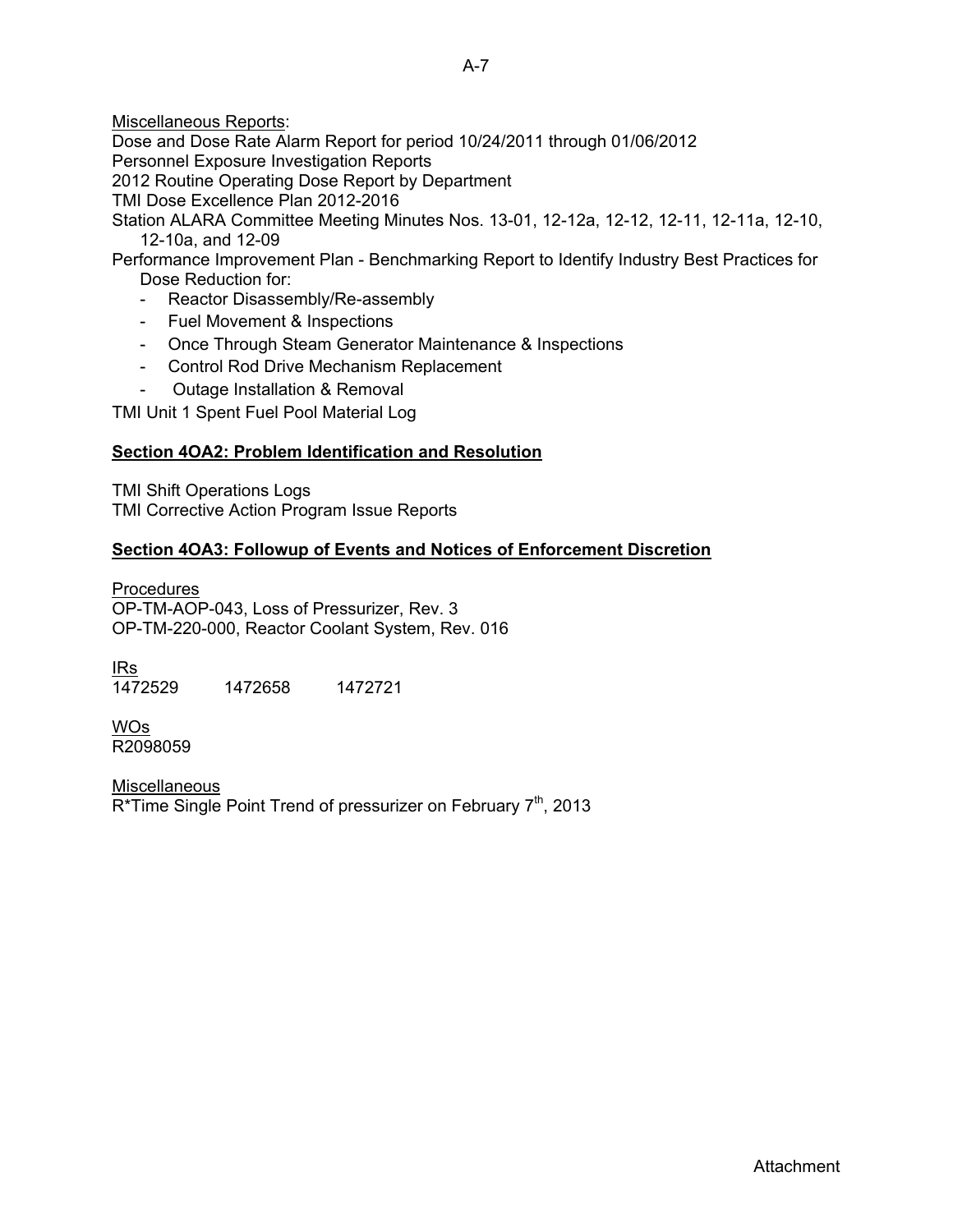Miscellaneous Reports:

Dose and Dose Rate Alarm Report for period 10/24/2011 through 01/06/2012
Personnel Exposure Investigation Reports
2012 Routine Operating Dose Report by Department
TMI Dose Excellence Plan 2012-2016
Station ALARA Committee Meeting Minutes Nos. 13-01, 12-12a, 12-12, 12-11, 12-11a, 12-10, 12-10a, and 12-09
Performance Improvement Plan - Benchmarking Report to Identify Industry Best Practices for Dose Reduction for:

- Reactor Disassembly/Re-assembly
- Fuel Movement & Inspections
- Once Through Steam Generator Maintenance & Inspections
- Control Rod Drive Mechanism Replacement
- Outage Installation & Removal

TMI Unit 1 Spent Fuel Pool Material Log

**Section 4OA2: Problem Identification and Resolution**

TMI Shift Operations Logs
TMI Corrective Action Program Issue Reports

**Section 4OA3: Followup of Events and Notices of Enforcement Discretion**

Procedures
OP-TM-AOP-043, Loss of Pressurizer, Rev. 3
OP-TM-220-000, Reactor Coolant System, Rev. 016

IRs
1472529 1472658 1472721

WOs
R2098059

Miscellaneous
R*Time Single Point Trend of pressurizer on February 7th, 2013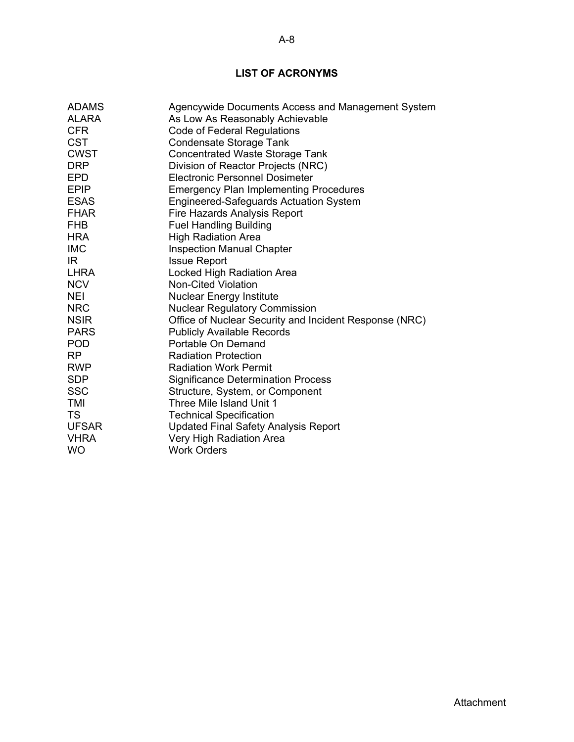## LIST OF ACRONYMS

| | |
|---|---|
| ADAMS | Agencywide Documents Access and Management System |
| ALARA | As Low As Reasonably Achievable |
| CFR | Code of Federal Regulations |
| CST | Condensate Storage Tank |
| CWST | Concentrated Waste Storage Tank |
| DRP | Division of Reactor Projects (NRC) |
| EPD | Electronic Personnel Dosimeter |
| EPIP | Emergency Plan Implementing Procedures |
| ESAS | Engineered-Safeguards Actuation System |
| FHAR | Fire Hazards Analysis Report |
| FHB | Fuel Handling Building |
| HRA | High Radiation Area |
| IMC | Inspection Manual Chapter |
| IR | Issue Report |
| LHRA | Locked High Radiation Area |
| NCV | Non-Cited Violation |
| NEI | Nuclear Energy Institute |
| NRC | Nuclear Regulatory Commission |
| NSIR | Office of Nuclear Security and Incident Response (NRC) |
| PARS | Publicly Available Records |
| POD | Portable On Demand |
| RP | Radiation Protection |
| RWP | Radiation Work Permit |
| SDP | Significance Determination Process |
| SSC | Structure, System, or Component |
| TMI | Three Mile Island Unit 1 |
| TS | Technical Specification |
| UFSAR | Updated Final Safety Analysis Report |
| VHRA | Very High Radiation Area |
| WO | Work Orders |